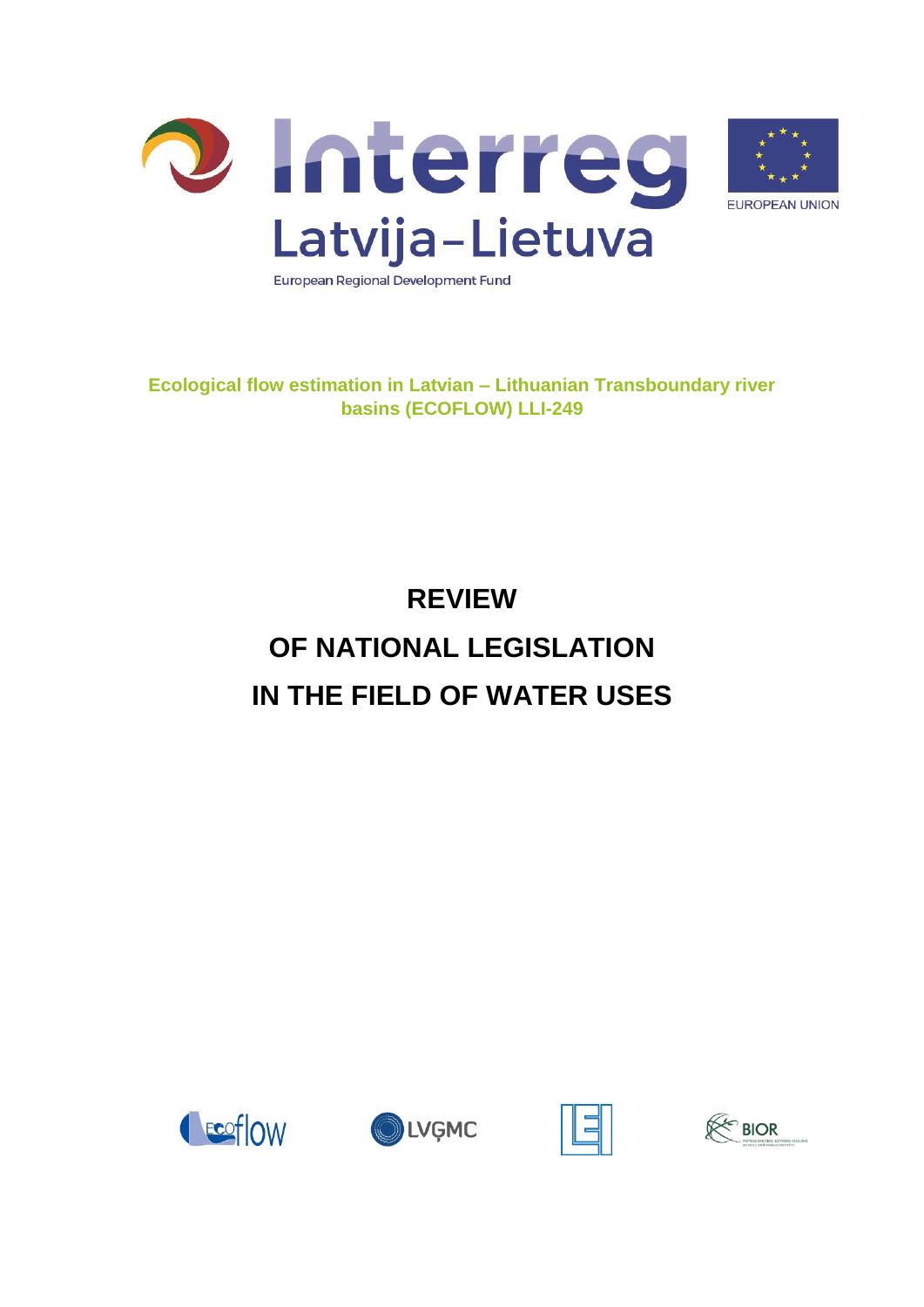Interreg

Latvija–Lietuva

European Regional Development Fund

EUROPEAN UNION

**Ecological flow estimation in Latvian – Lithuanian Transboundary river basins (ECOFLOW) LLI-249**

# REVIEW

# OF NATIONAL LEGISLATION

# IN THE FIELD OF WATER USES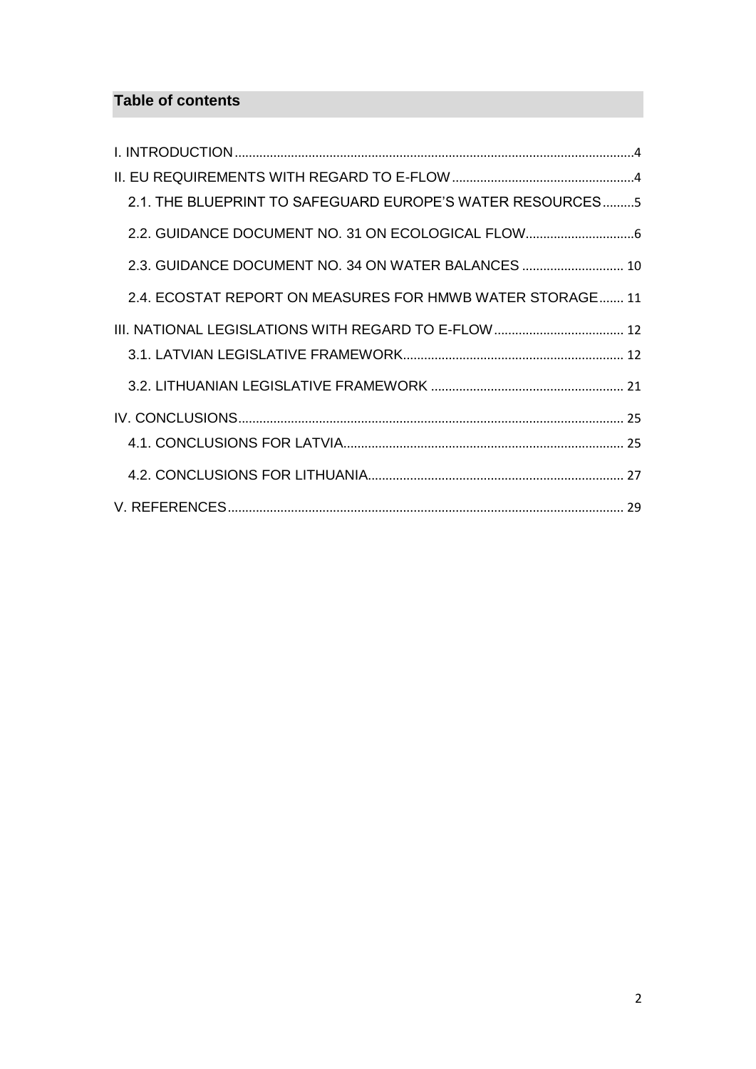## Table of contents

I. INTRODUCTION ..... 4

II. EU REQUIREMENTS WITH REGARD TO E-FLOW ..... 4

- 2.1. THE BLUEPRINT TO SAFEGUARD EUROPE'S WATER RESOURCES ..... 5
- 2.2. GUIDANCE DOCUMENT NO. 31 ON ECOLOGICAL FLOW ..... 6
- 2.3. GUIDANCE DOCUMENT NO. 34 ON WATER BALANCES ..... 10
- 2.4. ECOSTAT REPORT ON MEASURES FOR HMWB WATER STORAGE ..... 11

III. NATIONAL LEGISLATIONS WITH REGARD TO E-FLOW ..... 12

- 3.1. LATVIAN LEGISLATIVE FRAMEWORK ..... 12
- 3.2. LITHUANIAN LEGISLATIVE FRAMEWORK ..... 21

IV. CONCLUSIONS ..... 25

- 4.1. CONCLUSIONS FOR LATVIA ..... 25
- 4.2. CONCLUSIONS FOR LITHUANIA ..... 27

V. REFERENCES ..... 29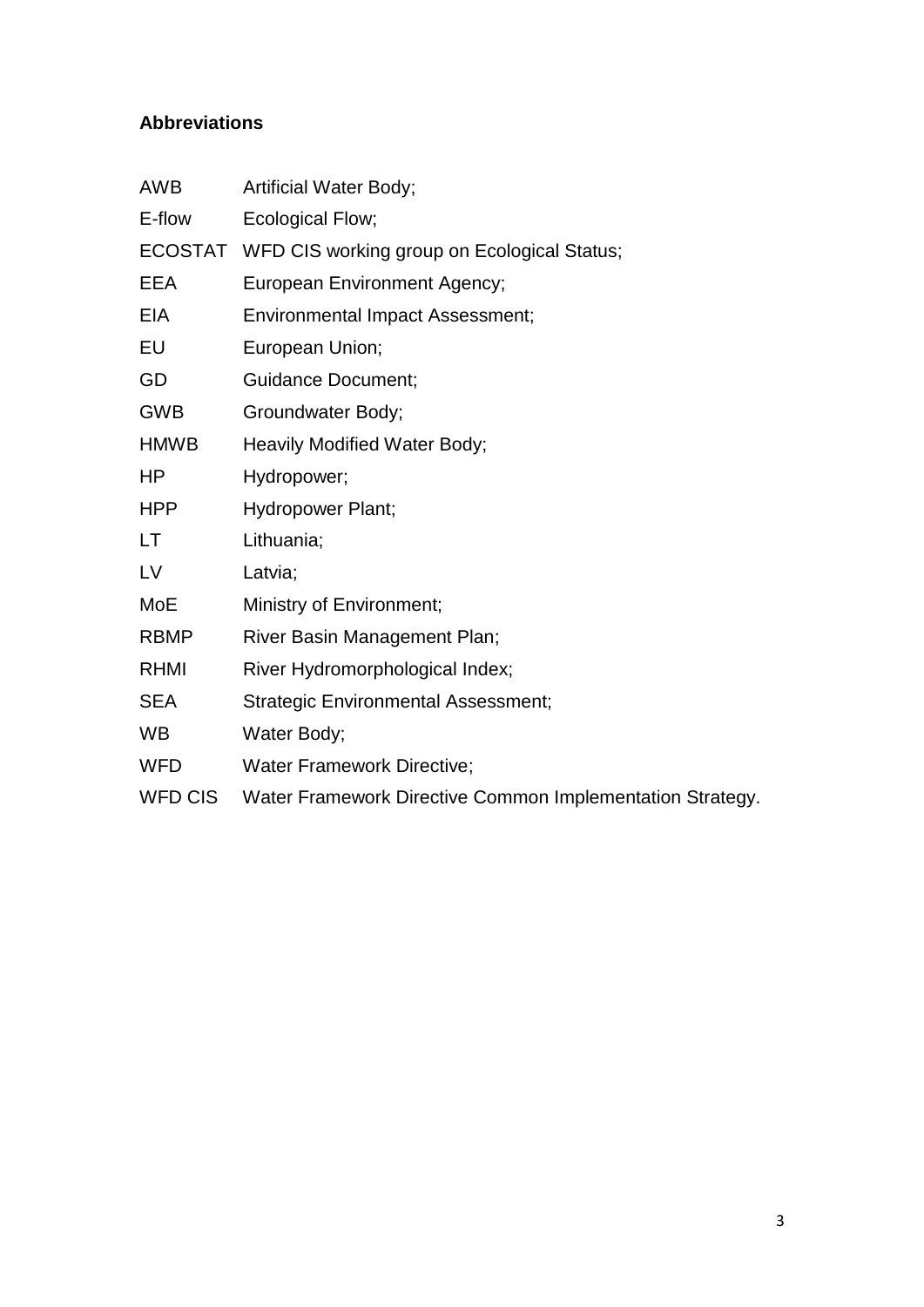**Abbreviations**

| | |
|---|---|
| AWB | Artificial Water Body; |
| E-flow | Ecological Flow; |
| ECOSTAT | WFD CIS working group on Ecological Status; |
| EEA | European Environment Agency; |
| EIA | Environmental Impact Assessment; |
| EU | European Union; |
| GD | Guidance Document; |
| GWB | Groundwater Body; |
| HMWB | Heavily Modified Water Body; |
| HP | Hydropower; |
| HPP | Hydropower Plant; |
| LT | Lithuania; |
| LV | Latvia; |
| MoE | Ministry of Environment; |
| RBMP | River Basin Management Plan; |
| RHMI | River Hydromorphological Index; |
| SEA | Strategic Environmental Assessment; |
| WB | Water Body; |
| WFD | Water Framework Directive; |
| WFD CIS | Water Framework Directive Common Implementation Strategy. |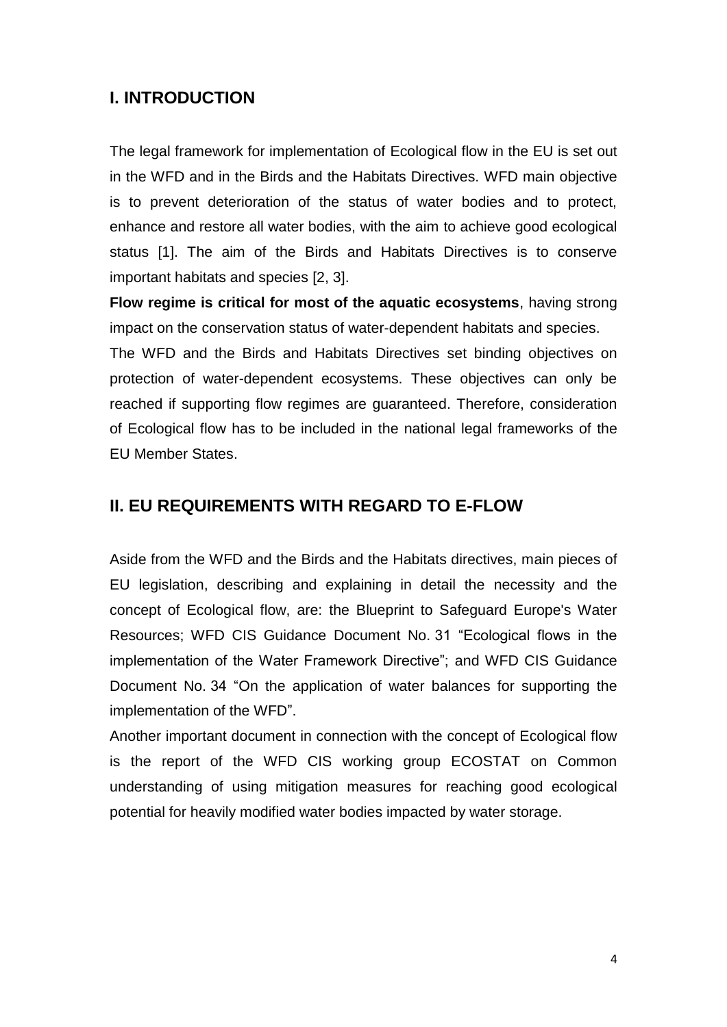## I. INTRODUCTION

The legal framework for implementation of Ecological flow in the EU is set out in the WFD and in the Birds and the Habitats Directives. WFD main objective is to prevent deterioration of the status of water bodies and to protect, enhance and restore all water bodies, with the aim to achieve good ecological status [1]. The aim of the Birds and Habitats Directives is to conserve important habitats and species [2, 3].

**Flow regime is critical for most of the aquatic ecosystems**, having strong impact on the conservation status of water-dependent habitats and species.

The WFD and the Birds and Habitats Directives set binding objectives on protection of water-dependent ecosystems. These objectives can only be reached if supporting flow regimes are guaranteed. Therefore, consideration of Ecological flow has to be included in the national legal frameworks of the EU Member States.

## II. EU REQUIREMENTS WITH REGARD TO E-FLOW

Aside from the WFD and the Birds and the Habitats directives, main pieces of EU legislation, describing and explaining in detail the necessity and the concept of Ecological flow, are: the Blueprint to Safeguard Europe's Water Resources; WFD CIS Guidance Document No. 31 "Ecological flows in the implementation of the Water Framework Directive"; and WFD CIS Guidance Document No. 34 "On the application of water balances for supporting the implementation of the WFD".

Another important document in connection with the concept of Ecological flow is the report of the WFD CIS working group ECOSTAT on Common understanding of using mitigation measures for reaching good ecological potential for heavily modified water bodies impacted by water storage.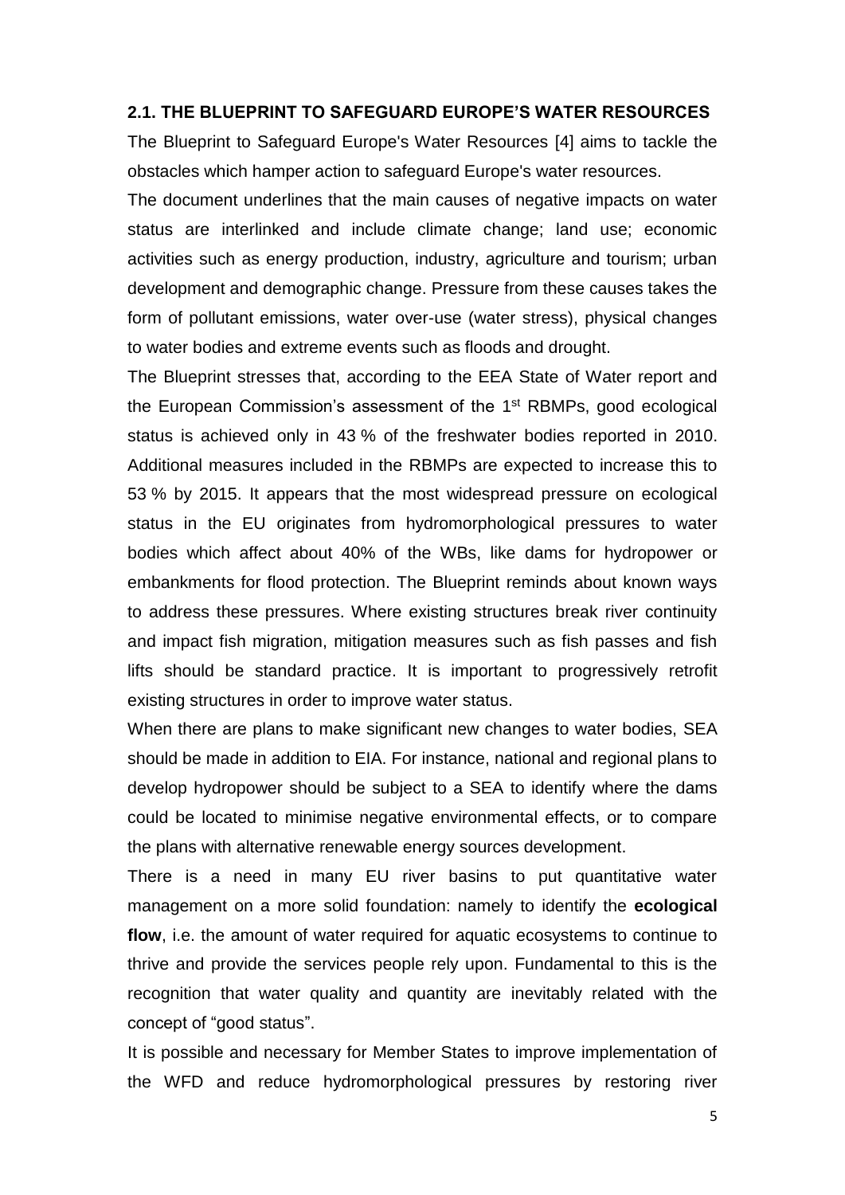## 2.1. THE BLUEPRINT TO SAFEGUARD EUROPE'S WATER RESOURCES

The Blueprint to Safeguard Europe's Water Resources [4] aims to tackle the obstacles which hamper action to safeguard Europe's water resources.

The document underlines that the main causes of negative impacts on water status are interlinked and include climate change; land use; economic activities such as energy production, industry, agriculture and tourism; urban development and demographic change. Pressure from these causes takes the form of pollutant emissions, water over-use (water stress), physical changes to water bodies and extreme events such as floods and drought.

The Blueprint stresses that, according to the EEA State of Water report and the European Commission's assessment of the 1st RBMPs, good ecological status is achieved only in 43 % of the freshwater bodies reported in 2010. Additional measures included in the RBMPs are expected to increase this to 53 % by 2015. It appears that the most widespread pressure on ecological status in the EU originates from hydromorphological pressures to water bodies which affect about 40% of the WBs, like dams for hydropower or embankments for flood protection. The Blueprint reminds about known ways to address these pressures. Where existing structures break river continuity and impact fish migration, mitigation measures such as fish passes and fish lifts should be standard practice. It is important to progressively retrofit existing structures in order to improve water status.

When there are plans to make significant new changes to water bodies, SEA should be made in addition to EIA. For instance, national and regional plans to develop hydropower should be subject to a SEA to identify where the dams could be located to minimise negative environmental effects, or to compare the plans with alternative renewable energy sources development.

There is a need in many EU river basins to put quantitative water management on a more solid foundation: namely to identify the **ecological flow**, i.e. the amount of water required for aquatic ecosystems to continue to thrive and provide the services people rely upon. Fundamental to this is the recognition that water quality and quantity are inevitably related with the concept of "good status".

It is possible and necessary for Member States to improve implementation of the WFD and reduce hydromorphological pressures by restoring river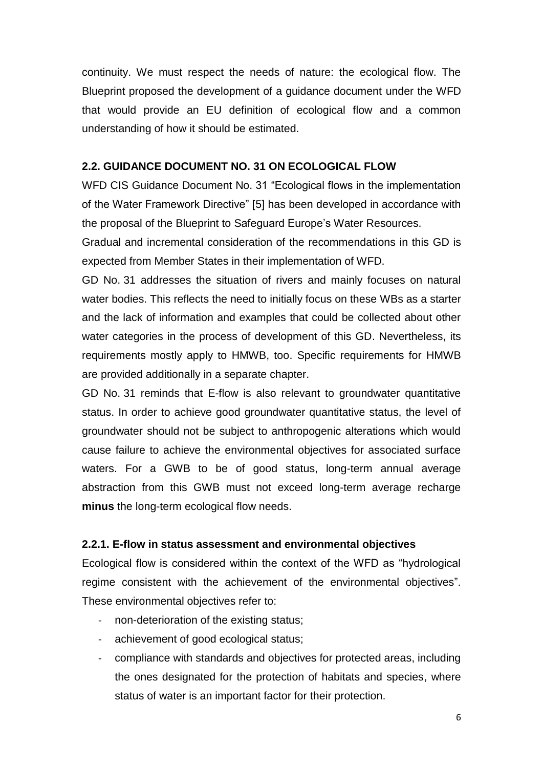continuity. We must respect the needs of nature: the ecological flow. The Blueprint proposed the development of a guidance document under the WFD that would provide an EU definition of ecological flow and a common understanding of how it should be estimated.

## 2.2. GUIDANCE DOCUMENT NO. 31 ON ECOLOGICAL FLOW

WFD CIS Guidance Document No. 31 "Ecological flows in the implementation of the Water Framework Directive" [5] has been developed in accordance with the proposal of the Blueprint to Safeguard Europe's Water Resources.

Gradual and incremental consideration of the recommendations in this GD is expected from Member States in their implementation of WFD.

GD No. 31 addresses the situation of rivers and mainly focuses on natural water bodies. This reflects the need to initially focus on these WBs as a starter and the lack of information and examples that could be collected about other water categories in the process of development of this GD. Nevertheless, its requirements mostly apply to HMWB, too. Specific requirements for HMWB are provided additionally in a separate chapter.

GD No. 31 reminds that E-flow is also relevant to groundwater quantitative status. In order to achieve good groundwater quantitative status, the level of groundwater should not be subject to anthropogenic alterations which would cause failure to achieve the environmental objectives for associated surface waters. For a GWB to be of good status, long-term annual average abstraction from this GWB must not exceed long-term average recharge **minus** the long-term ecological flow needs.

### 2.2.1. E-flow in status assessment and environmental objectives

Ecological flow is considered within the context of the WFD as "hydrological regime consistent with the achievement of the environmental objectives". These environmental objectives refer to:

- non-deterioration of the existing status;
- achievement of good ecological status;
- compliance with standards and objectives for protected areas, including the ones designated for the protection of habitats and species, where status of water is an important factor for their protection.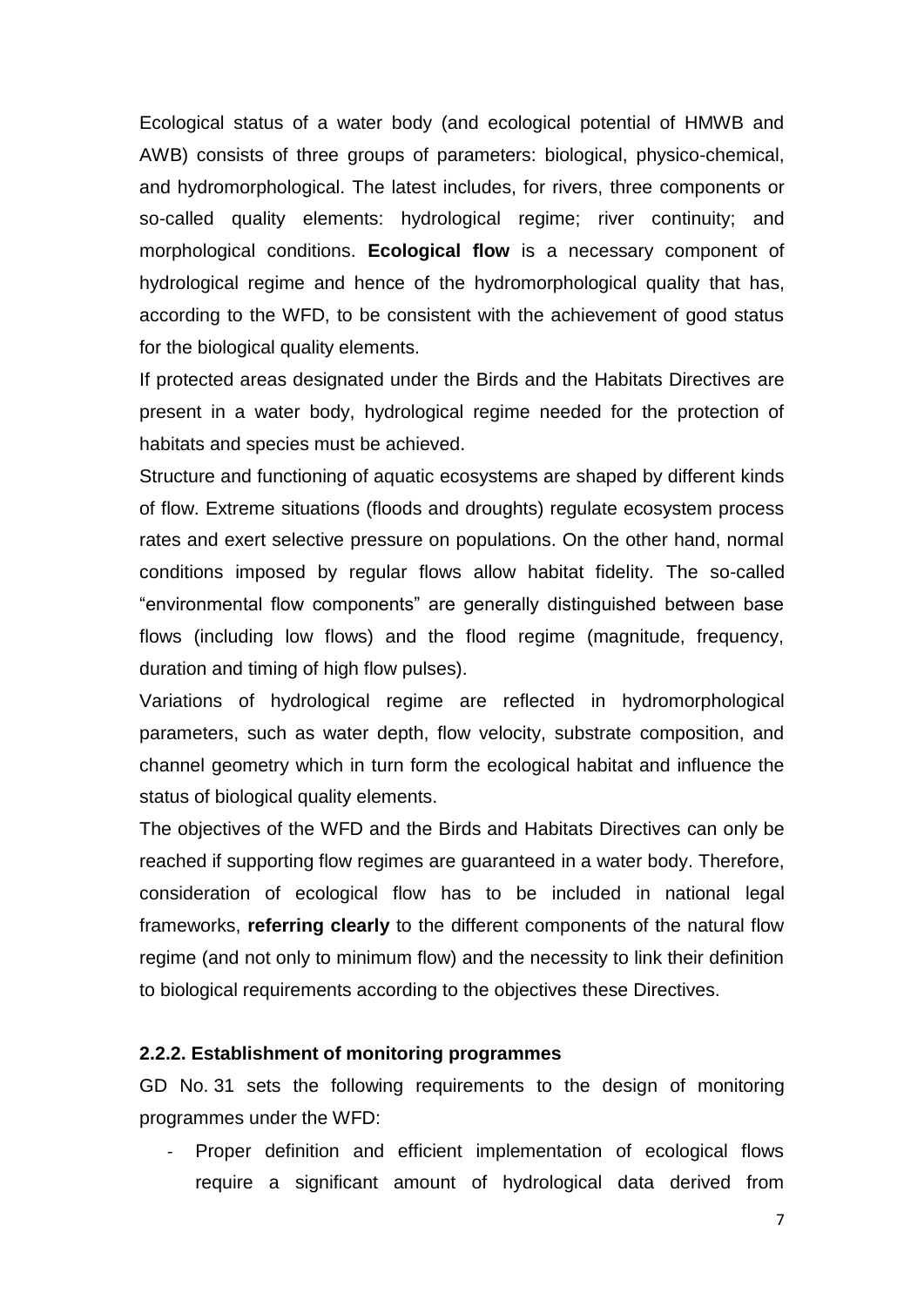Ecological status of a water body (and ecological potential of HMWB and AWB) consists of three groups of parameters: biological, physico-chemical, and hydromorphological. The latest includes, for rivers, three components or so-called quality elements: hydrological regime; river continuity; and morphological conditions. **Ecological flow** is a necessary component of hydrological regime and hence of the hydromorphological quality that has, according to the WFD, to be consistent with the achievement of good status for the biological quality elements.

If protected areas designated under the Birds and the Habitats Directives are present in a water body, hydrological regime needed for the protection of habitats and species must be achieved.

Structure and functioning of aquatic ecosystems are shaped by different kinds of flow. Extreme situations (floods and droughts) regulate ecosystem process rates and exert selective pressure on populations. On the other hand, normal conditions imposed by regular flows allow habitat fidelity. The so-called "environmental flow components" are generally distinguished between base flows (including low flows) and the flood regime (magnitude, frequency, duration and timing of high flow pulses).

Variations of hydrological regime are reflected in hydromorphological parameters, such as water depth, flow velocity, substrate composition, and channel geometry which in turn form the ecological habitat and influence the status of biological quality elements.

The objectives of the WFD and the Birds and Habitats Directives can only be reached if supporting flow regimes are guaranteed in a water body. Therefore, consideration of ecological flow has to be included in national legal frameworks, **referring clearly** to the different components of the natural flow regime (and not only to minimum flow) and the necessity to link their definition to biological requirements according to the objectives these Directives.

#### 2.2.2. Establishment of monitoring programmes

GD No. 31 sets the following requirements to the design of monitoring programmes under the WFD:

- Proper definition and efficient implementation of ecological flows require a significant amount of hydrological data derived from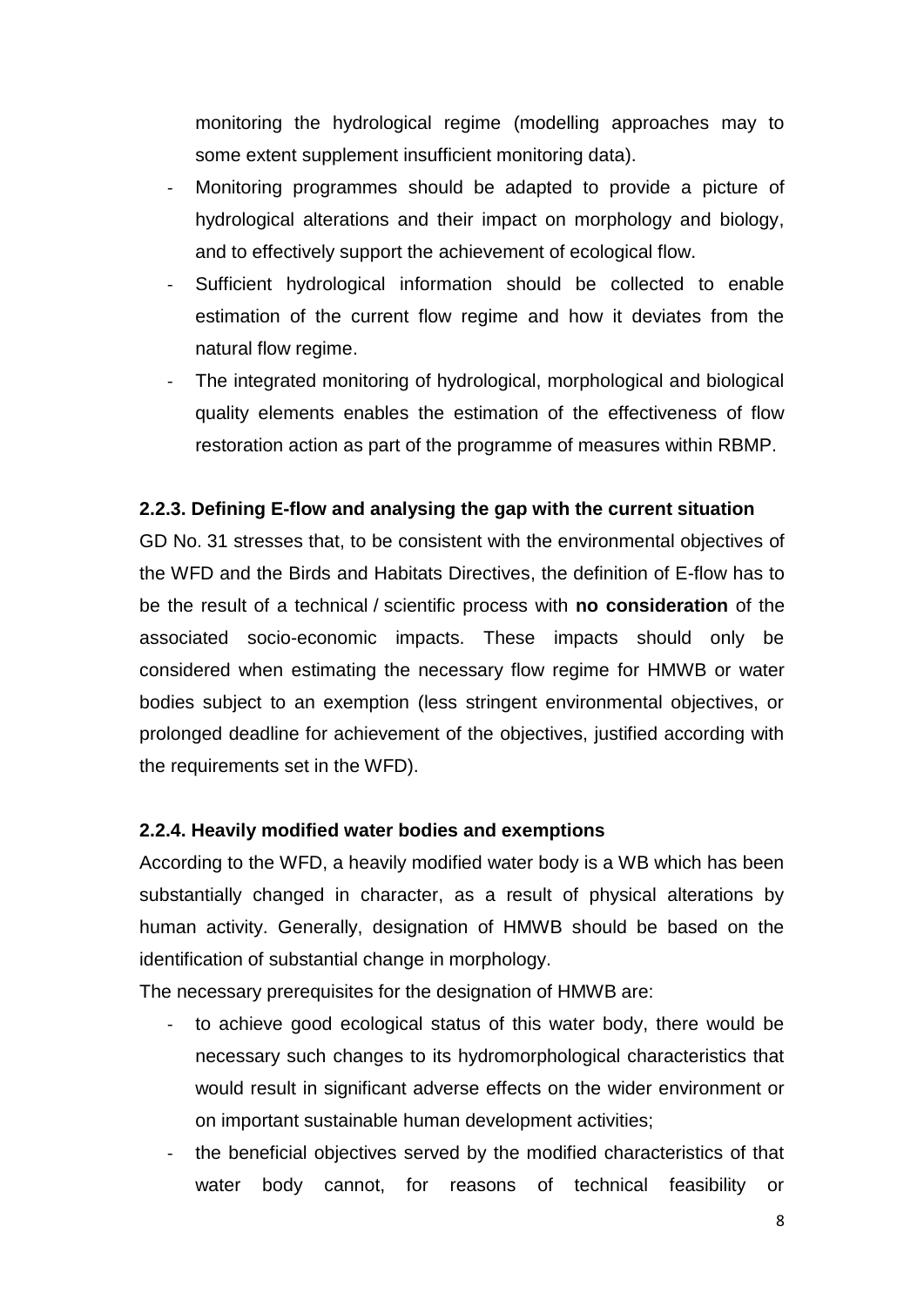monitoring the hydrological regime (modelling approaches may to some extent supplement insufficient monitoring data).

- Monitoring programmes should be adapted to provide a picture of hydrological alterations and their impact on morphology and biology, and to effectively support the achievement of ecological flow.
- Sufficient hydrological information should be collected to enable estimation of the current flow regime and how it deviates from the natural flow regime.
- The integrated monitoring of hydrological, morphological and biological quality elements enables the estimation of the effectiveness of flow restoration action as part of the programme of measures within RBMP.

### 2.2.3. Defining E-flow and analysing the gap with the current situation

GD No. 31 stresses that, to be consistent with the environmental objectives of the WFD and the Birds and Habitats Directives, the definition of E-flow has to be the result of a technical / scientific process with **no consideration** of the associated socio-economic impacts. These impacts should only be considered when estimating the necessary flow regime for HMWB or water bodies subject to an exemption (less stringent environmental objectives, or prolonged deadline for achievement of the objectives, justified according with the requirements set in the WFD).

### 2.2.4. Heavily modified water bodies and exemptions

According to the WFD, a heavily modified water body is a WB which has been substantially changed in character, as a result of physical alterations by human activity. Generally, designation of HMWB should be based on the identification of substantial change in morphology.

The necessary prerequisites for the designation of HMWB are:

- to achieve good ecological status of this water body, there would be necessary such changes to its hydromorphological characteristics that would result in significant adverse effects on the wider environment or on important sustainable human development activities;
- the beneficial objectives served by the modified characteristics of that water body cannot, for reasons of technical feasibility or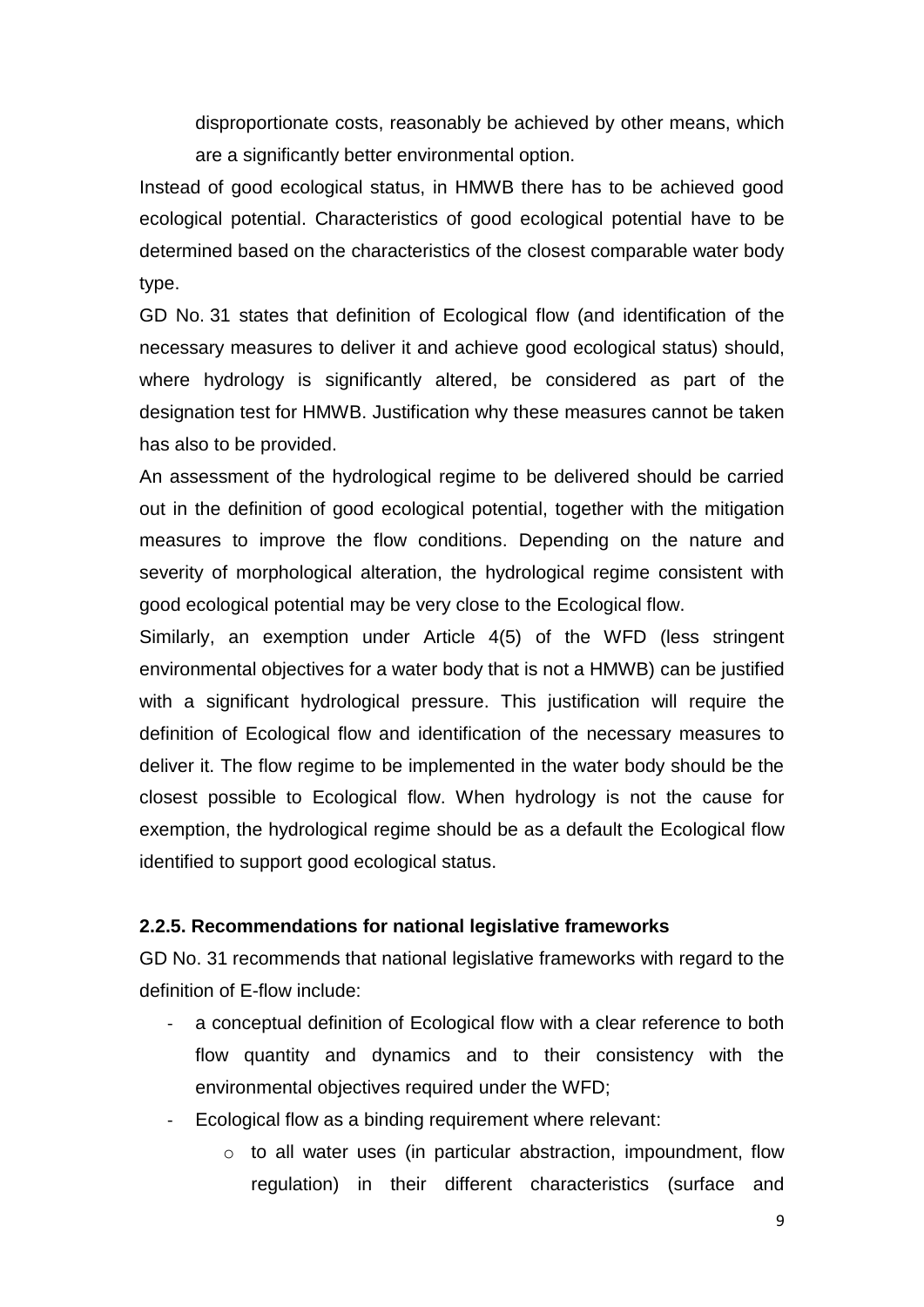disproportionate costs, reasonably be achieved by other means, which are a significantly better environmental option.

Instead of good ecological status, in HMWB there has to be achieved good ecological potential. Characteristics of good ecological potential have to be determined based on the characteristics of the closest comparable water body type.

GD No. 31 states that definition of Ecological flow (and identification of the necessary measures to deliver it and achieve good ecological status) should, where hydrology is significantly altered, be considered as part of the designation test for HMWB. Justification why these measures cannot be taken has also to be provided.

An assessment of the hydrological regime to be delivered should be carried out in the definition of good ecological potential, together with the mitigation measures to improve the flow conditions. Depending on the nature and severity of morphological alteration, the hydrological regime consistent with good ecological potential may be very close to the Ecological flow.

Similarly, an exemption under Article 4(5) of the WFD (less stringent environmental objectives for a water body that is not a HMWB) can be justified with a significant hydrological pressure. This justification will require the definition of Ecological flow and identification of the necessary measures to deliver it. The flow regime to be implemented in the water body should be the closest possible to Ecological flow. When hydrology is not the cause for exemption, the hydrological regime should be as a default the Ecological flow identified to support good ecological status.

### 2.2.5. Recommendations for national legislative frameworks

GD No. 31 recommends that national legislative frameworks with regard to the definition of E-flow include:

- a conceptual definition of Ecological flow with a clear reference to both flow quantity and dynamics and to their consistency with the environmental objectives required under the WFD;
- Ecological flow as a binding requirement where relevant:
  - to all water uses (in particular abstraction, impoundment, flow regulation) in their different characteristics (surface and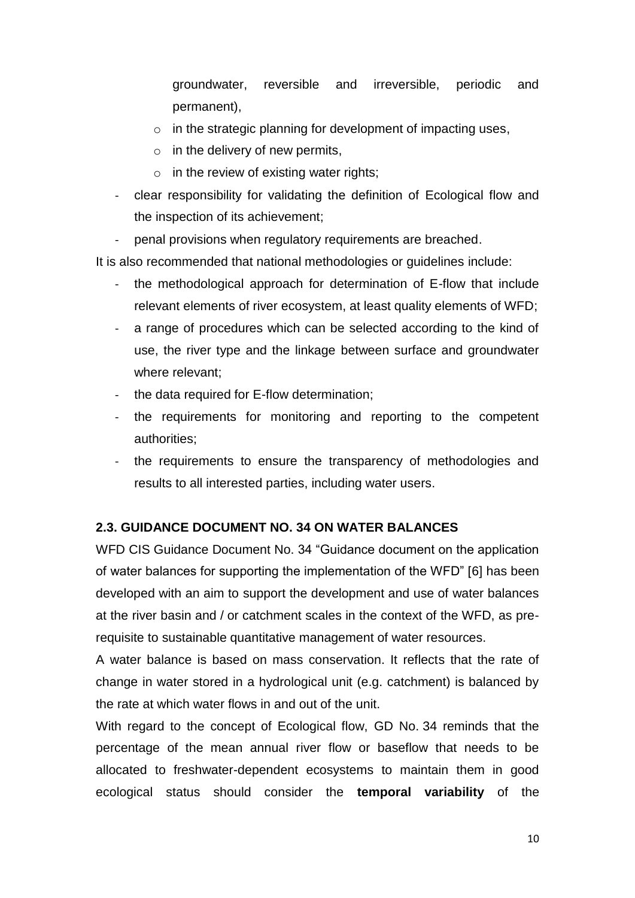groundwater, reversible and irreversible, periodic and permanent),

  - in the strategic planning for development of impacting uses,
  - in the delivery of new permits,
  - in the review of existing water rights;

- clear responsibility for validating the definition of Ecological flow and the inspection of its achievement;
- penal provisions when regulatory requirements are breached.

It is also recommended that national methodologies or guidelines include:

- the methodological approach for determination of E-flow that include relevant elements of river ecosystem, at least quality elements of WFD;
- a range of procedures which can be selected according to the kind of use, the river type and the linkage between surface and groundwater where relevant;
- the data required for E-flow determination;
- the requirements for monitoring and reporting to the competent authorities;
- the requirements to ensure the transparency of methodologies and results to all interested parties, including water users.

### 2.3. GUIDANCE DOCUMENT NO. 34 ON WATER BALANCES

WFD CIS Guidance Document No. 34 "Guidance document on the application of water balances for supporting the implementation of the WFD" [6] has been developed with an aim to support the development and use of water balances at the river basin and / or catchment scales in the context of the WFD, as pre-requisite to sustainable quantitative management of water resources.

A water balance is based on mass conservation. It reflects that the rate of change in water stored in a hydrological unit (e.g. catchment) is balanced by the rate at which water flows in and out of the unit.

With regard to the concept of Ecological flow, GD No. 34 reminds that the percentage of the mean annual river flow or baseflow that needs to be allocated to freshwater-dependent ecosystems to maintain them in good ecological status should consider the **temporal variability** of the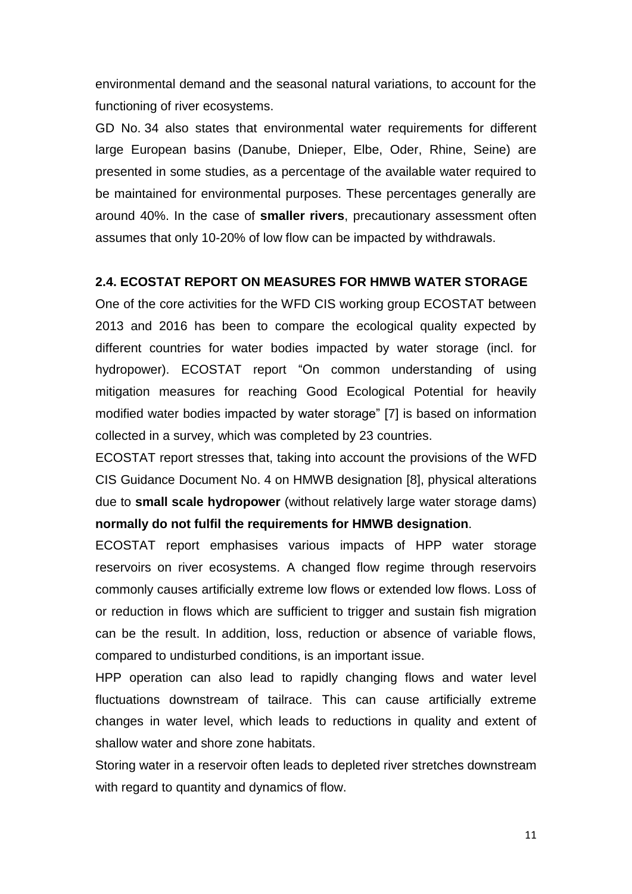environmental demand and the seasonal natural variations, to account for the functioning of river ecosystems.

GD No. 34 also states that environmental water requirements for different large European basins (Danube, Dnieper, Elbe, Oder, Rhine, Seine) are presented in some studies, as a percentage of the available water required to be maintained for environmental purposes. These percentages generally are around 40%. In the case of **smaller rivers**, precautionary assessment often assumes that only 10-20% of low flow can be impacted by withdrawals.

### 2.4. ECOSTAT REPORT ON MEASURES FOR HMWB WATER STORAGE

One of the core activities for the WFD CIS working group ECOSTAT between 2013 and 2016 has been to compare the ecological quality expected by different countries for water bodies impacted by water storage (incl. for hydropower). ECOSTAT report "On common understanding of using mitigation measures for reaching Good Ecological Potential for heavily modified water bodies impacted by water storage" [7] is based on information collected in a survey, which was completed by 23 countries.

ECOSTAT report stresses that, taking into account the provisions of the WFD CIS Guidance Document No. 4 on HMWB designation [8], physical alterations due to **small scale hydropower** (without relatively large water storage dams) **normally do not fulfil the requirements for HMWB designation**.

ECOSTAT report emphasises various impacts of HPP water storage reservoirs on river ecosystems. A changed flow regime through reservoirs commonly causes artificially extreme low flows or extended low flows. Loss of or reduction in flows which are sufficient to trigger and sustain fish migration can be the result. In addition, loss, reduction or absence of variable flows, compared to undisturbed conditions, is an important issue.

HPP operation can also lead to rapidly changing flows and water level fluctuations downstream of tailrace. This can cause artificially extreme changes in water level, which leads to reductions in quality and extent of shallow water and shore zone habitats.

Storing water in a reservoir often leads to depleted river stretches downstream with regard to quantity and dynamics of flow.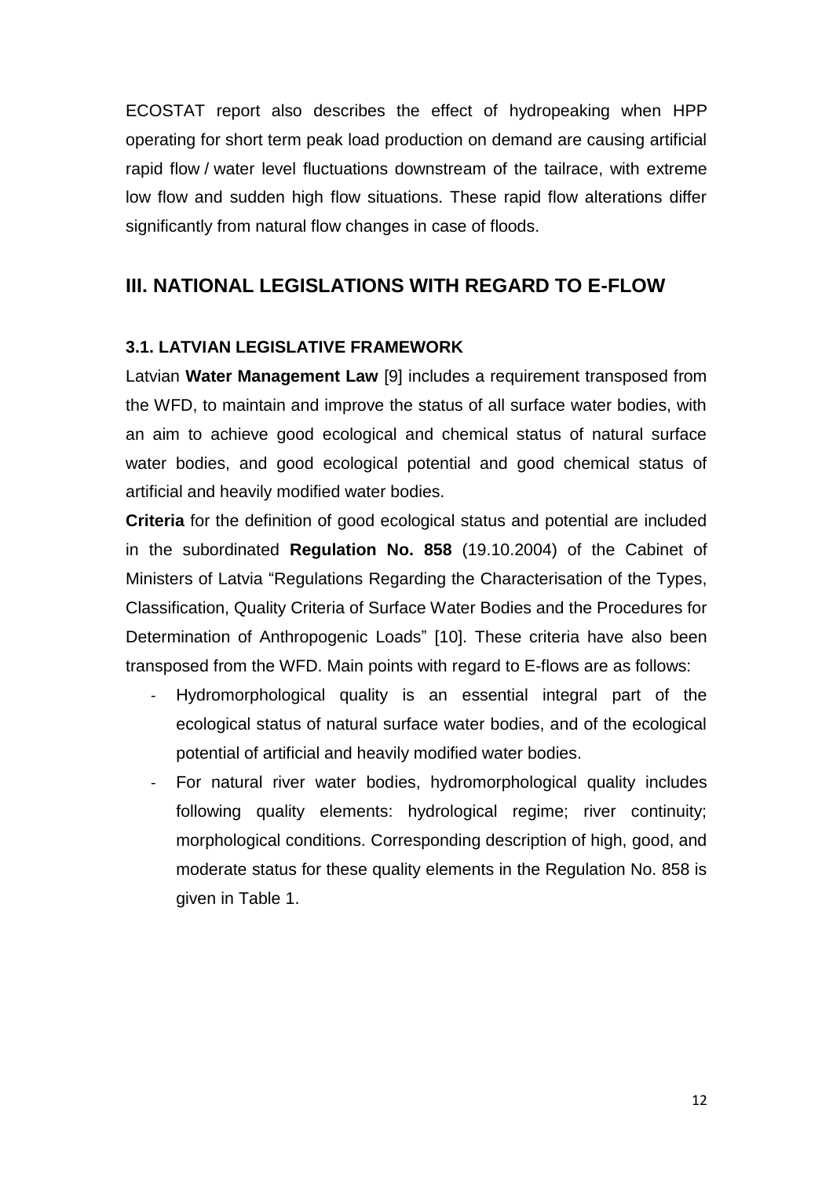ECOSTAT report also describes the effect of hydropeaking when HPP operating for short term peak load production on demand are causing artificial rapid flow / water level fluctuations downstream of the tailrace, with extreme low flow and sudden high flow situations. These rapid flow alterations differ significantly from natural flow changes in case of floods.

## III. NATIONAL LEGISLATIONS WITH REGARD TO E-FLOW

### 3.1. LATVIAN LEGISLATIVE FRAMEWORK

Latvian **Water Management Law** [9] includes a requirement transposed from the WFD, to maintain and improve the status of all surface water bodies, with an aim to achieve good ecological and chemical status of natural surface water bodies, and good ecological potential and good chemical status of artificial and heavily modified water bodies.

**Criteria** for the definition of good ecological status and potential are included in the subordinated **Regulation No. 858** (19.10.2004) of the Cabinet of Ministers of Latvia "Regulations Regarding the Characterisation of the Types, Classification, Quality Criteria of Surface Water Bodies and the Procedures for Determination of Anthropogenic Loads" [10]. These criteria have also been transposed from the WFD. Main points with regard to E-flows are as follows:

- Hydromorphological quality is an essential integral part of the ecological status of natural surface water bodies, and of the ecological potential of artificial and heavily modified water bodies.
- For natural river water bodies, hydromorphological quality includes following quality elements: hydrological regime; river continuity; morphological conditions. Corresponding description of high, good, and moderate status for these quality elements in the Regulation No. 858 is given in Table 1.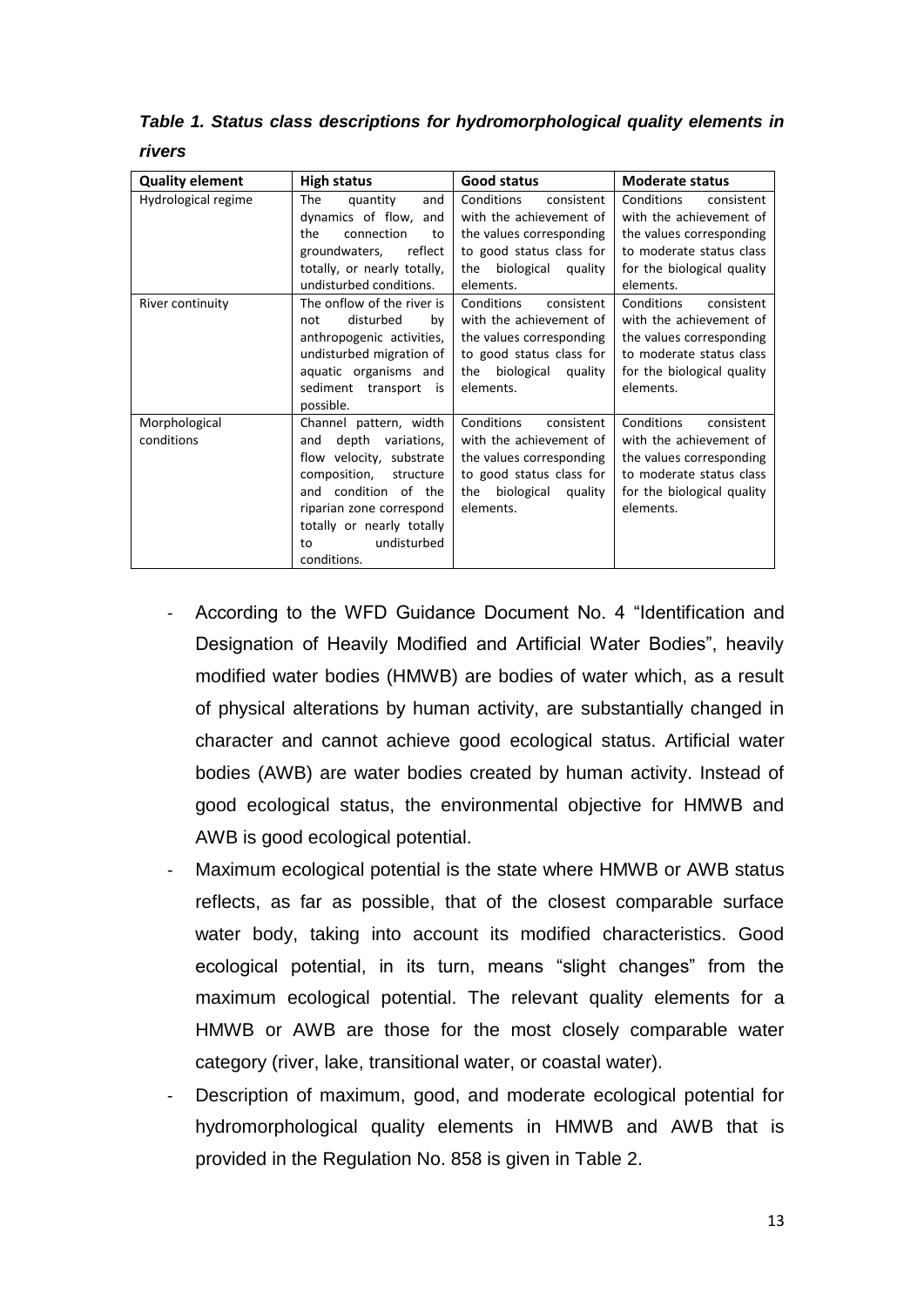***Table 1. Status class descriptions for hydromorphological quality elements in rivers***

| Quality element | High status | Good status | Moderate status |
|---|---|---|---|
| Hydrological regime | The quantity and dynamics of flow, and the connection to groundwaters, reflect totally, or nearly totally, undisturbed conditions. | Conditions consistent with the achievement of the values corresponding to good status class for the biological quality elements. | Conditions consistent with the achievement of the values corresponding to moderate status class for the biological quality elements. |
| River continuity | The onflow of the river is not disturbed by anthropogenic activities, undisturbed migration of aquatic organisms and sediment transport is possible. | Conditions consistent with the achievement of the values corresponding to good status class for the biological quality elements. | Conditions consistent with the achievement of the values corresponding to moderate status class for the biological quality elements. |
| Morphological conditions | Channel pattern, width and depth variations, flow velocity, substrate composition, structure and condition of the riparian zone correspond totally or nearly totally to undisturbed conditions. | Conditions consistent with the achievement of the values corresponding to good status class for the biological quality elements. | Conditions consistent with the achievement of the values corresponding to moderate status class for the biological quality elements. |

- According to the WFD Guidance Document No. 4 "Identification and Designation of Heavily Modified and Artificial Water Bodies", heavily modified water bodies (HMWB) are bodies of water which, as a result of physical alterations by human activity, are substantially changed in character and cannot achieve good ecological status. Artificial water bodies (AWB) are water bodies created by human activity. Instead of good ecological status, the environmental objective for HMWB and AWB is good ecological potential.
- Maximum ecological potential is the state where HMWB or AWB status reflects, as far as possible, that of the closest comparable surface water body, taking into account its modified characteristics. Good ecological potential, in its turn, means "slight changes" from the maximum ecological potential. The relevant quality elements for a HMWB or AWB are those for the most closely comparable water category (river, lake, transitional water, or coastal water).
- Description of maximum, good, and moderate ecological potential for hydromorphological quality elements in HMWB and AWB that is provided in the Regulation No. 858 is given in Table 2.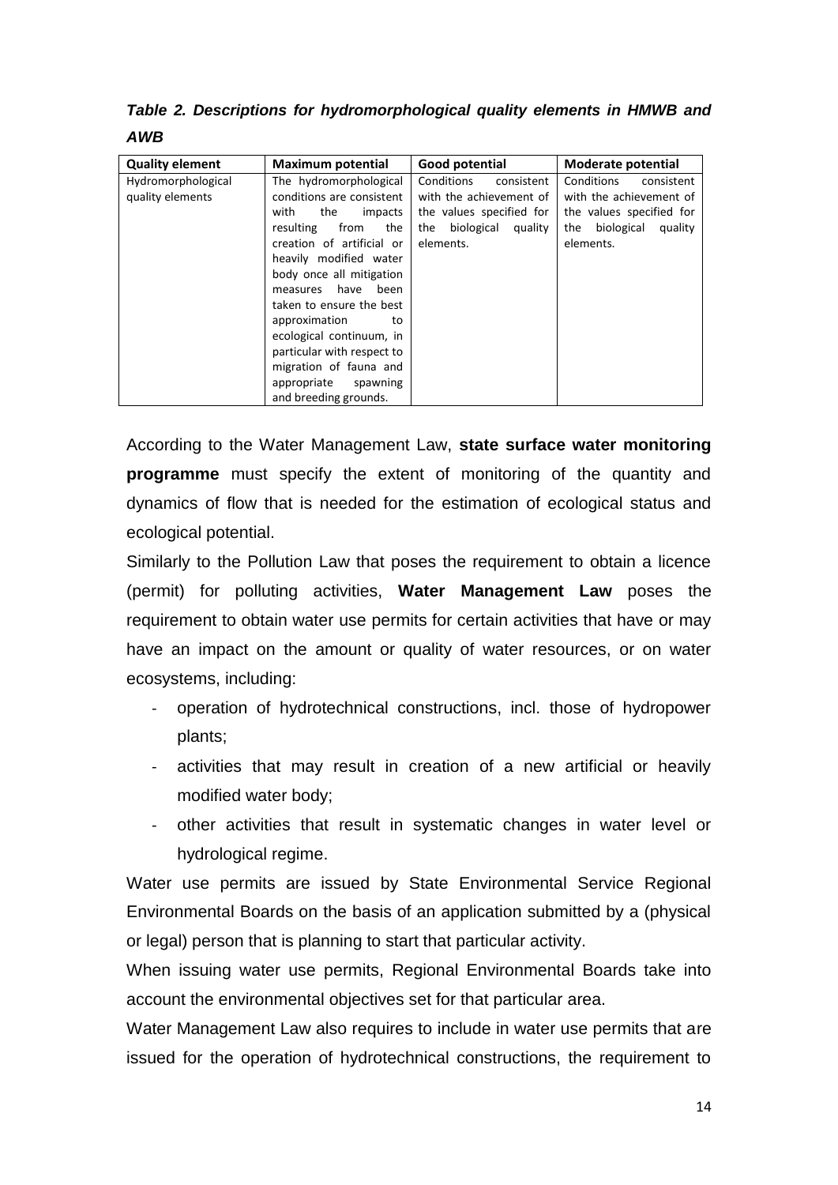***Table 2. Descriptions for hydromorphological quality elements in HMWB and AWB***

| Quality element | Maximum potential | Good potential | Moderate potential |
|---|---|---|---|
| Hydromorphological quality elements | The hydromorphological conditions are consistent with the impacts resulting from the creation of artificial or heavily modified water body once all mitigation measures have been taken to ensure the best approximation to ecological continuum, in particular with respect to migration of fauna and appropriate spawning and breeding grounds. | Conditions consistent with the achievement of the values specified for the biological quality elements. | Conditions consistent with the achievement of the values specified for the biological quality elements. |

According to the Water Management Law, **state surface water monitoring programme** must specify the extent of monitoring of the quantity and dynamics of flow that is needed for the estimation of ecological status and ecological potential.

Similarly to the Pollution Law that poses the requirement to obtain a licence (permit) for polluting activities, **Water Management Law** poses the requirement to obtain water use permits for certain activities that have or may have an impact on the amount or quality of water resources, or on water ecosystems, including:

- operation of hydrotechnical constructions, incl. those of hydropower plants;
- activities that may result in creation of a new artificial or heavily modified water body;
- other activities that result in systematic changes in water level or hydrological regime.

Water use permits are issued by State Environmental Service Regional Environmental Boards on the basis of an application submitted by a (physical or legal) person that is planning to start that particular activity.

When issuing water use permits, Regional Environmental Boards take into account the environmental objectives set for that particular area.

Water Management Law also requires to include in water use permits that are issued for the operation of hydrotechnical constructions, the requirement to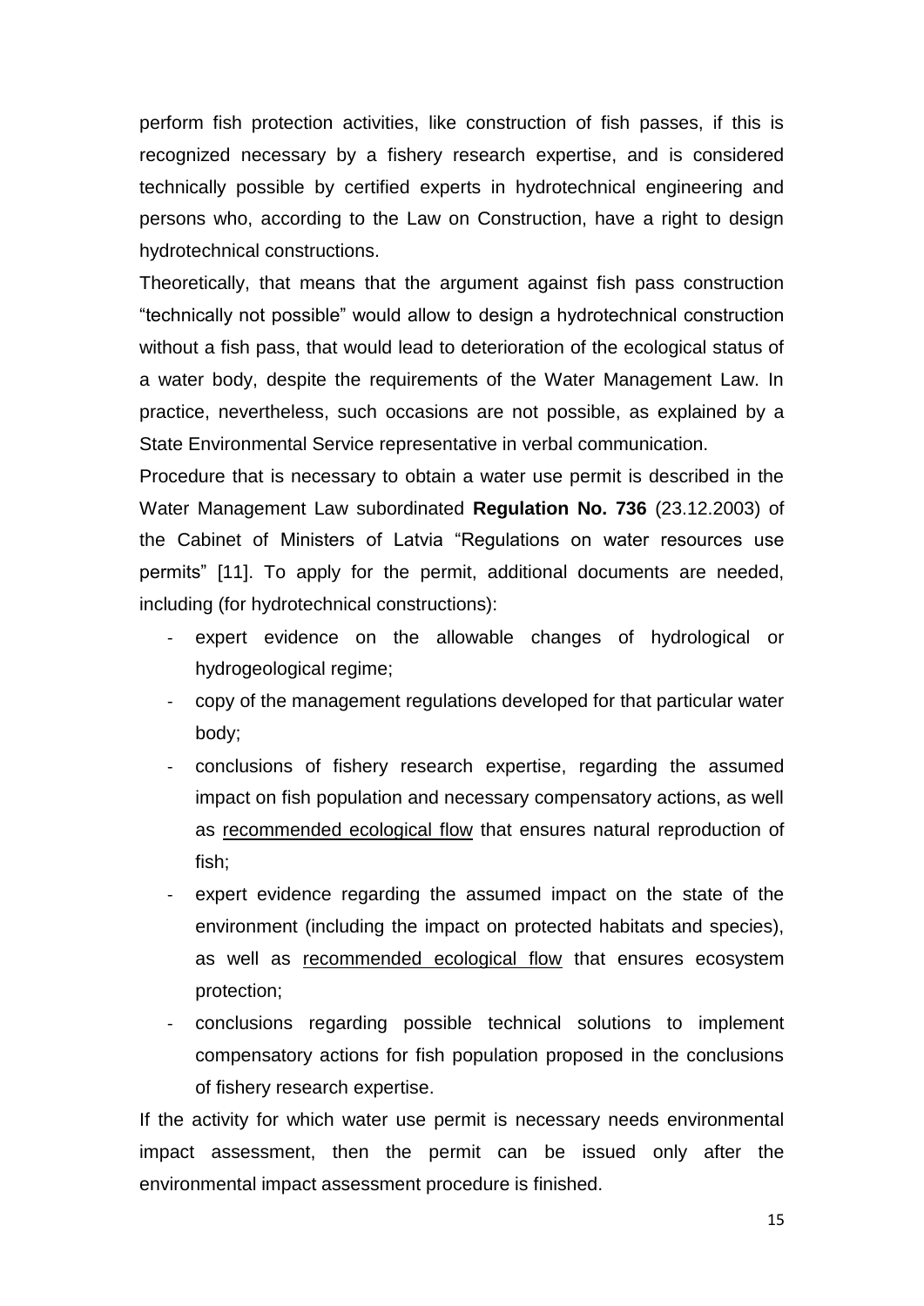perform fish protection activities, like construction of fish passes, if this is recognized necessary by a fishery research expertise, and is considered technically possible by certified experts in hydrotechnical engineering and persons who, according to the Law on Construction, have a right to design hydrotechnical constructions.

Theoretically, that means that the argument against fish pass construction "technically not possible" would allow to design a hydrotechnical construction without a fish pass, that would lead to deterioration of the ecological status of a water body, despite the requirements of the Water Management Law. In practice, nevertheless, such occasions are not possible, as explained by a State Environmental Service representative in verbal communication.

Procedure that is necessary to obtain a water use permit is described in the Water Management Law subordinated **Regulation No. 736** (23.12.2003) of the Cabinet of Ministers of Latvia "Regulations on water resources use permits" [11]. To apply for the permit, additional documents are needed, including (for hydrotechnical constructions):

- expert evidence on the allowable changes of hydrological or hydrogeological regime;
- copy of the management regulations developed for that particular water body;
- conclusions of fishery research expertise, regarding the assumed impact on fish population and necessary compensatory actions, as well as <u>recommended ecological flow</u> that ensures natural reproduction of fish;
- expert evidence regarding the assumed impact on the state of the environment (including the impact on protected habitats and species), as well as <u>recommended ecological flow</u> that ensures ecosystem protection;
- conclusions regarding possible technical solutions to implement compensatory actions for fish population proposed in the conclusions of fishery research expertise.

If the activity for which water use permit is necessary needs environmental impact assessment, then the permit can be issued only after the environmental impact assessment procedure is finished.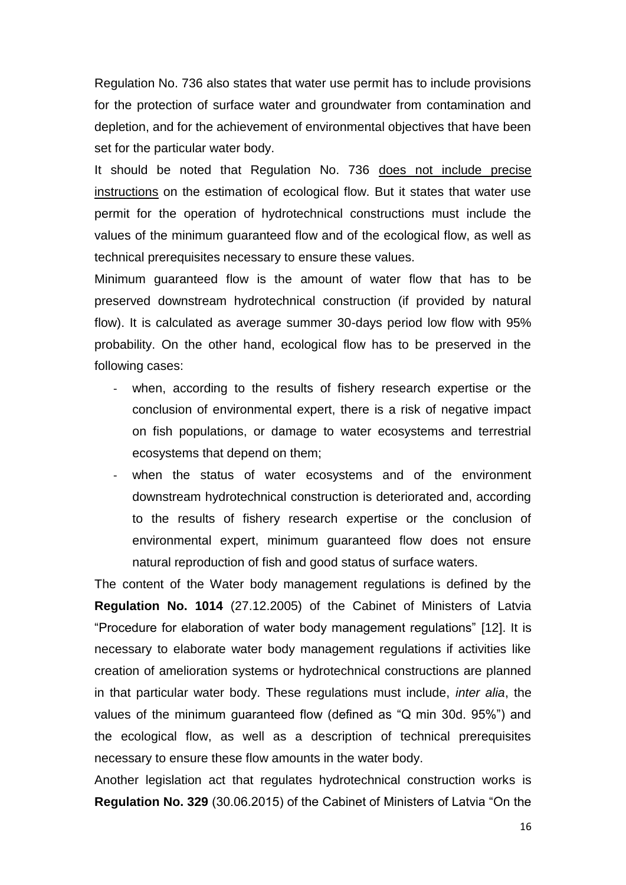Regulation No. 736 also states that water use permit has to include provisions for the protection of surface water and groundwater from contamination and depletion, and for the achievement of environmental objectives that have been set for the particular water body.

It should be noted that Regulation No. 736 does not include precise instructions on the estimation of ecological flow. But it states that water use permit for the operation of hydrotechnical constructions must include the values of the minimum guaranteed flow and of the ecological flow, as well as technical prerequisites necessary to ensure these values.

Minimum guaranteed flow is the amount of water flow that has to be preserved downstream hydrotechnical construction (if provided by natural flow). It is calculated as average summer 30-days period low flow with 95% probability. On the other hand, ecological flow has to be preserved in the following cases:

- when, according to the results of fishery research expertise or the conclusion of environmental expert, there is a risk of negative impact on fish populations, or damage to water ecosystems and terrestrial ecosystems that depend on them;
- when the status of water ecosystems and of the environment downstream hydrotechnical construction is deteriorated and, according to the results of fishery research expertise or the conclusion of environmental expert, minimum guaranteed flow does not ensure natural reproduction of fish and good status of surface waters.

The content of the Water body management regulations is defined by the **Regulation No. 1014** (27.12.2005) of the Cabinet of Ministers of Latvia "Procedure for elaboration of water body management regulations" [12]. It is necessary to elaborate water body management regulations if activities like creation of amelioration systems or hydrotechnical constructions are planned in that particular water body. These regulations must include, *inter alia*, the values of the minimum guaranteed flow (defined as "Q min 30d. 95%") and the ecological flow, as well as a description of technical prerequisites necessary to ensure these flow amounts in the water body.

Another legislation act that regulates hydrotechnical construction works is **Regulation No. 329** (30.06.2015) of the Cabinet of Ministers of Latvia "On the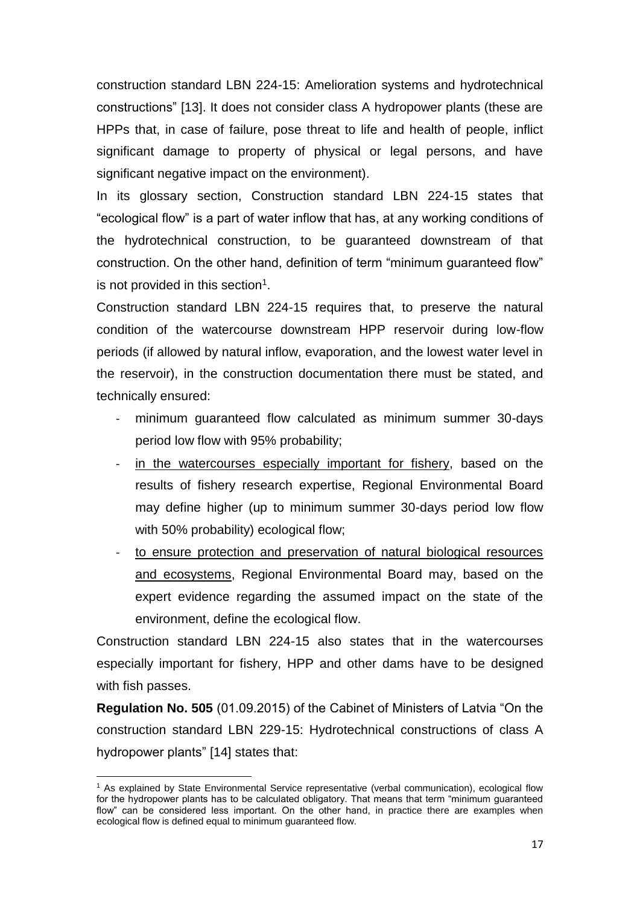construction standard LBN 224-15: Amelioration systems and hydrotechnical constructions" [13]. It does not consider class A hydropower plants (these are HPPs that, in case of failure, pose threat to life and health of people, inflict significant damage to property of physical or legal persons, and have significant negative impact on the environment).

In its glossary section, Construction standard LBN 224-15 states that "ecological flow" is a part of water inflow that has, at any working conditions of the hydrotechnical construction, to be guaranteed downstream of that construction. On the other hand, definition of term "minimum guaranteed flow" is not provided in this section[1].

Construction standard LBN 224-15 requires that, to preserve the natural condition of the watercourse downstream HPP reservoir during low-flow periods (if allowed by natural inflow, evaporation, and the lowest water level in the reservoir), in the construction documentation there must be stated, and technically ensured:

- minimum guaranteed flow calculated as minimum summer 30-days period low flow with 95% probability;
- <u>in the watercourses especially important for fishery</u>, based on the results of fishery research expertise, Regional Environmental Board may define higher (up to minimum summer 30-days period low flow with 50% probability) ecological flow;
- <u>to ensure protection and preservation of natural biological resources and ecosystems</u>, Regional Environmental Board may, based on the expert evidence regarding the assumed impact on the state of the environment, define the ecological flow.

Construction standard LBN 224-15 also states that in the watercourses especially important for fishery, HPP and other dams have to be designed with fish passes.

**Regulation No. 505** (01.09.2015) of the Cabinet of Ministers of Latvia "On the construction standard LBN 229-15: Hydrotechnical constructions of class A hydropower plants" [14] states that:

---

[1] As explained by State Environmental Service representative (verbal communication), ecological flow for the hydropower plants has to be calculated obligatory. That means that term "minimum guaranteed flow" can be considered less important. On the other hand, in practice there are examples when ecological flow is defined equal to minimum guaranteed flow.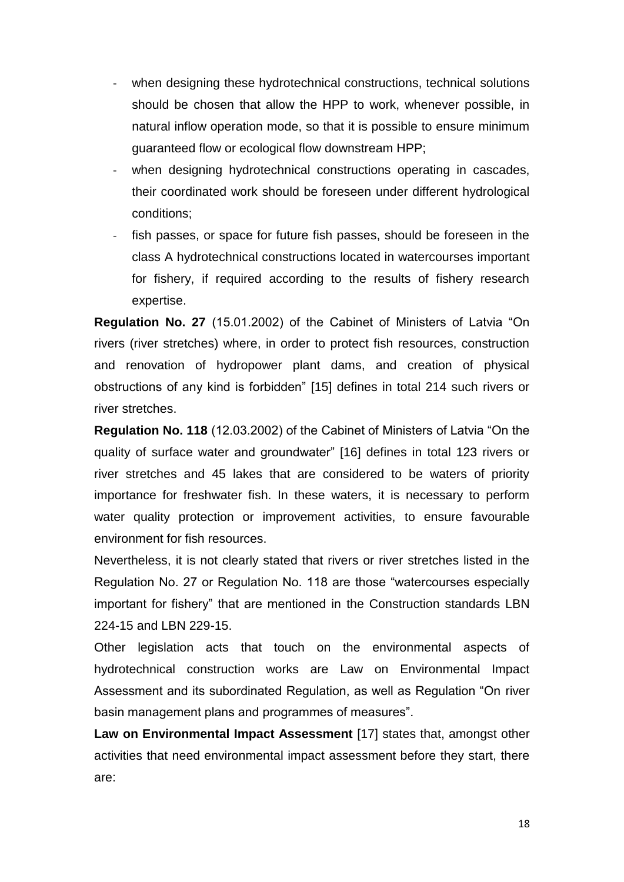- when designing these hydrotechnical constructions, technical solutions should be chosen that allow the HPP to work, whenever possible, in natural inflow operation mode, so that it is possible to ensure minimum guaranteed flow or ecological flow downstream HPP;
- when designing hydrotechnical constructions operating in cascades, their coordinated work should be foreseen under different hydrological conditions;
- fish passes, or space for future fish passes, should be foreseen in the class A hydrotechnical constructions located in watercourses important for fishery, if required according to the results of fishery research expertise.

**Regulation No. 27** (15.01.2002) of the Cabinet of Ministers of Latvia "On rivers (river stretches) where, in order to protect fish resources, construction and renovation of hydropower plant dams, and creation of physical obstructions of any kind is forbidden" [15] defines in total 214 such rivers or river stretches.

**Regulation No. 118** (12.03.2002) of the Cabinet of Ministers of Latvia "On the quality of surface water and groundwater" [16] defines in total 123 rivers or river stretches and 45 lakes that are considered to be waters of priority importance for freshwater fish. In these waters, it is necessary to perform water quality protection or improvement activities, to ensure favourable environment for fish resources.

Nevertheless, it is not clearly stated that rivers or river stretches listed in the Regulation No. 27 or Regulation No. 118 are those "watercourses especially important for fishery" that are mentioned in the Construction standards LBN 224-15 and LBN 229-15.

Other legislation acts that touch on the environmental aspects of hydrotechnical construction works are Law on Environmental Impact Assessment and its subordinated Regulation, as well as Regulation "On river basin management plans and programmes of measures".

**Law on Environmental Impact Assessment** [17] states that, amongst other activities that need environmental impact assessment before they start, there are: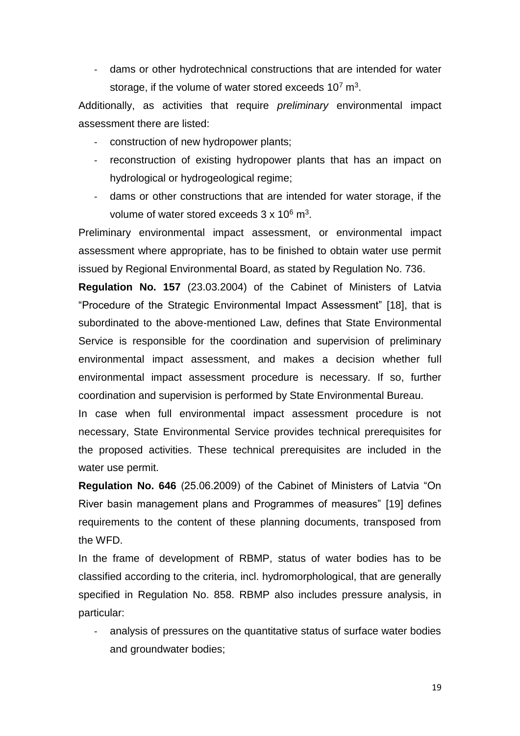- dams or other hydrotechnical constructions that are intended for water storage, if the volume of water stored exceeds $10^7$ $m^3$.

Additionally, as activities that require *preliminary* environmental impact assessment there are listed:

- construction of new hydropower plants;
- reconstruction of existing hydropower plants that has an impact on hydrological or hydrogeological regime;
- dams or other constructions that are intended for water storage, if the volume of water stored exceeds $3 \times 10^6$ $m^3$.

Preliminary environmental impact assessment, or environmental impact assessment where appropriate, has to be finished to obtain water use permit issued by Regional Environmental Board, as stated by Regulation No. 736.

**Regulation No. 157** (23.03.2004) of the Cabinet of Ministers of Latvia "Procedure of the Strategic Environmental Impact Assessment" [18], that is subordinated to the above-mentioned Law, defines that State Environmental Service is responsible for the coordination and supervision of preliminary environmental impact assessment, and makes a decision whether full environmental impact assessment procedure is necessary. If so, further coordination and supervision is performed by State Environmental Bureau.

In case when full environmental impact assessment procedure is not necessary, State Environmental Service provides technical prerequisites for the proposed activities. These technical prerequisites are included in the water use permit.

**Regulation No. 646** (25.06.2009) of the Cabinet of Ministers of Latvia "On River basin management plans and Programmes of measures" [19] defines requirements to the content of these planning documents, transposed from the WFD.

In the frame of development of RBMP, status of water bodies has to be classified according to the criteria, incl. hydromorphological, that are generally specified in Regulation No. 858. RBMP also includes pressure analysis, in particular:

- analysis of pressures on the quantitative status of surface water bodies and groundwater bodies;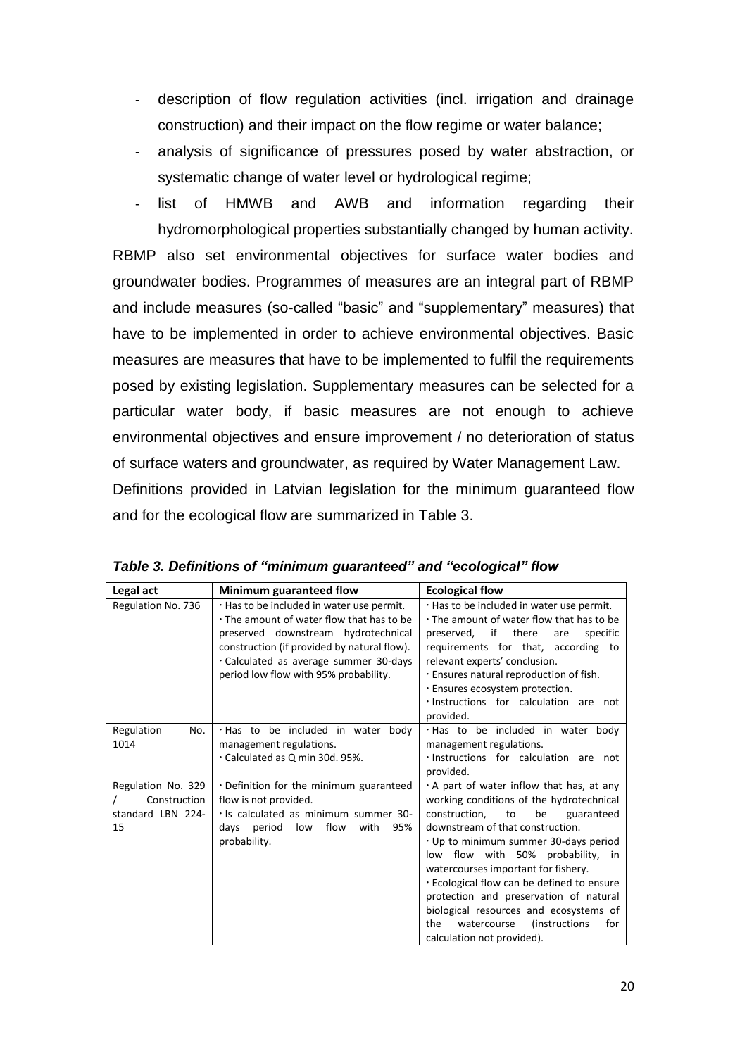- description of flow regulation activities (incl. irrigation and drainage construction) and their impact on the flow regime or water balance;
- analysis of significance of pressures posed by water abstraction, or systematic change of water level or hydrological regime;
- list of HMWB and AWB and information regarding their hydromorphological properties substantially changed by human activity.

RBMP also set environmental objectives for surface water bodies and groundwater bodies. Programmes of measures are an integral part of RBMP and include measures (so-called "basic" and "supplementary" measures) that have to be implemented in order to achieve environmental objectives. Basic measures are measures that have to be implemented to fulfil the requirements posed by existing legislation. Supplementary measures can be selected for a particular water body, if basic measures are not enough to achieve environmental objectives and ensure improvement / no deterioration of status of surface waters and groundwater, as required by Water Management Law.

Definitions provided in Latvian legislation for the minimum guaranteed flow and for the ecological flow are summarized in Table 3.

***Table 3. Definitions of "minimum guaranteed" and "ecological" flow***

| Legal act | Minimum guaranteed flow | Ecological flow |
|---|---|---|
| Regulation No. 736 | · Has to be included in water use permit.<br>· The amount of water flow that has to be preserved downstream hydrotechnical construction (if provided by natural flow).<br>· Calculated as average summer 30-days period low flow with 95% probability. | · Has to be included in water use permit.<br>· The amount of water flow that has to be preserved, if there are specific requirements for that, according to relevant experts' conclusion.<br>· Ensures natural reproduction of fish.<br>· Ensures ecosystem protection.<br>· Instructions for calculation are not provided. |
| Regulation No. 1014 | · Has to be included in water body management regulations.<br>· Calculated as Q min 30d. 95%. | · Has to be included in water body management regulations.<br>· Instructions for calculation are not provided. |
| Regulation No. 329 / Construction standard LBN 224-15 | · Definition for the minimum guaranteed flow is not provided.<br>· Is calculated as minimum summer 30-days period low flow with 95% probability. | · A part of water inflow that has, at any working conditions of the hydrotechnical construction, to be guaranteed downstream of that construction.<br>· Up to minimum summer 30-days period low flow with 50% probability, in watercourses important for fishery.<br>· Ecological flow can be defined to ensure protection and preservation of natural biological resources and ecosystems of the watercourse (instructions for calculation not provided). |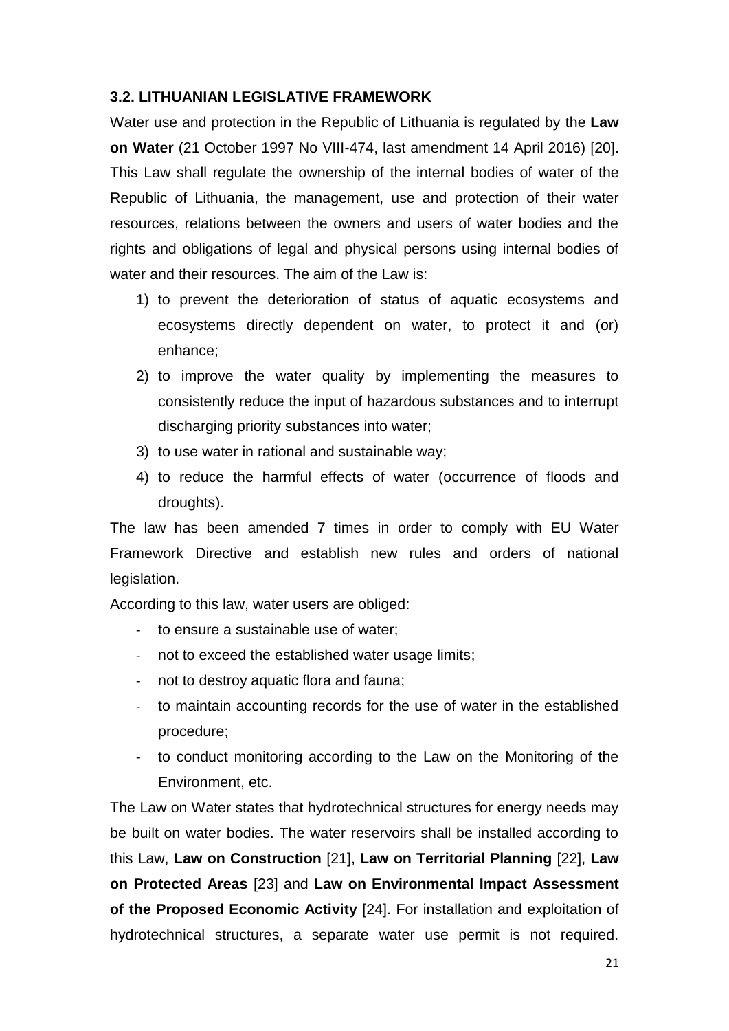### 3.2. LITHUANIAN LEGISLATIVE FRAMEWORK

Water use and protection in the Republic of Lithuania is regulated by the **Law on Water** (21 October 1997 No VIII-474, last amendment 14 April 2016) [20]. This Law shall regulate the ownership of the internal bodies of water of the Republic of Lithuania, the management, use and protection of their water resources, relations between the owners and users of water bodies and the rights and obligations of legal and physical persons using internal bodies of water and their resources. The aim of the Law is:

1) to prevent the deterioration of status of aquatic ecosystems and ecosystems directly dependent on water, to protect it and (or) enhance;
2) to improve the water quality by implementing the measures to consistently reduce the input of hazardous substances and to interrupt discharging priority substances into water;
3) to use water in rational and sustainable way;
4) to reduce the harmful effects of water (occurrence of floods and droughts).

The law has been amended 7 times in order to comply with EU Water Framework Directive and establish new rules and orders of national legislation.

According to this law, water users are obliged:

- to ensure a sustainable use of water;
- not to exceed the established water usage limits;
- not to destroy aquatic flora and fauna;
- to maintain accounting records for the use of water in the established procedure;
- to conduct monitoring according to the Law on the Monitoring of the Environment, etc.

The Law on Water states that hydrotechnical structures for energy needs may be built on water bodies. The water reservoirs shall be installed according to this Law, **Law on Construction** [21], **Law on Territorial Planning** [22], **Law on Protected Areas** [23] and **Law on Environmental Impact Assessment of the Proposed Economic Activity** [24]. For installation and exploitation of hydrotechnical structures, a separate water use permit is not required.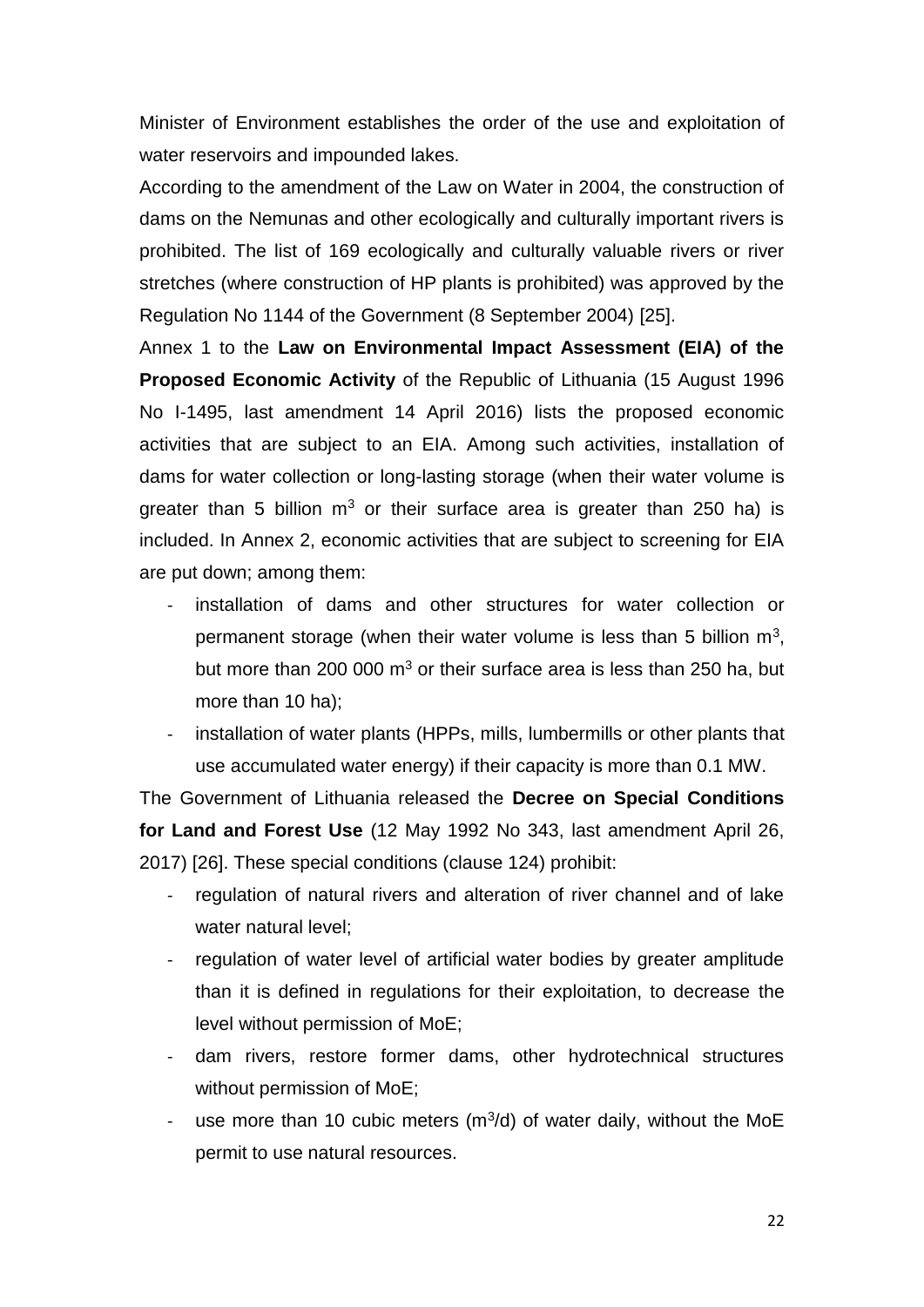Minister of Environment establishes the order of the use and exploitation of water reservoirs and impounded lakes.

According to the amendment of the Law on Water in 2004, the construction of dams on the Nemunas and other ecologically and culturally important rivers is prohibited. The list of 169 ecologically and culturally valuable rivers or river stretches (where construction of HP plants is prohibited) was approved by the Regulation No 1144 of the Government (8 September 2004) [25].

Annex 1 to the **Law on Environmental Impact Assessment (EIA) of the Proposed Economic Activity** of the Republic of Lithuania (15 August 1996 No I-1495, last amendment 14 April 2016) lists the proposed economic activities that are subject to an EIA. Among such activities, installation of dams for water collection or long-lasting storage (when their water volume is greater than 5 billion $m^3$ or their surface area is greater than 250 ha) is included. In Annex 2, economic activities that are subject to screening for EIA are put down; among them:

- installation of dams and other structures for water collection or permanent storage (when their water volume is less than 5 billion $m^3$, but more than 200 000 $m^3$ or their surface area is less than 250 ha, but more than 10 ha);
- installation of water plants (HPPs, mills, lumbermills or other plants that use accumulated water energy) if their capacity is more than 0.1 MW.

The Government of Lithuania released the **Decree on Special Conditions for Land and Forest Use** (12 May 1992 No 343, last amendment April 26, 2017) [26]. These special conditions (clause 124) prohibit:

- regulation of natural rivers and alteration of river channel and of lake water natural level;
- regulation of water level of artificial water bodies by greater amplitude than it is defined in regulations for their exploitation, to decrease the level without permission of MoE;
- dam rivers, restore former dams, other hydrotechnical structures without permission of MoE;
- use more than 10 cubic meters ($m^3$/d) of water daily, without the MoE permit to use natural resources.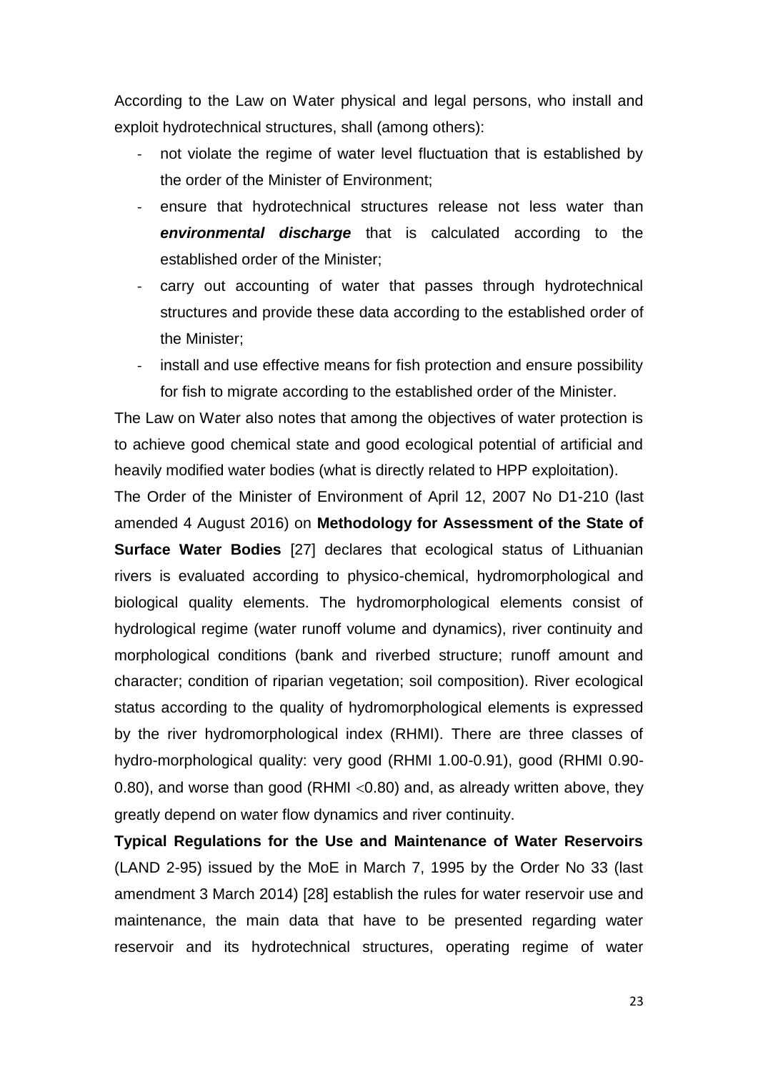According to the Law on Water physical and legal persons, who install and exploit hydrotechnical structures, shall (among others):

- not violate the regime of water level fluctuation that is established by the order of the Minister of Environment;
- ensure that hydrotechnical structures release not less water than ***environmental discharge*** that is calculated according to the established order of the Minister;
- carry out accounting of water that passes through hydrotechnical structures and provide these data according to the established order of the Minister;
- install and use effective means for fish protection and ensure possibility for fish to migrate according to the established order of the Minister.

The Law on Water also notes that among the objectives of water protection is to achieve good chemical state and good ecological potential of artificial and heavily modified water bodies (what is directly related to HPP exploitation).

The Order of the Minister of Environment of April 12, 2007 No D1-210 (last amended 4 August 2016) on **Methodology for Assessment of the State of Surface Water Bodies** [27] declares that ecological status of Lithuanian rivers is evaluated according to physico-chemical, hydromorphological and biological quality elements. The hydromorphological elements consist of hydrological regime (water runoff volume and dynamics), river continuity and morphological conditions (bank and riverbed structure; runoff amount and character; condition of riparian vegetation; soil composition). River ecological status according to the quality of hydromorphological elements is expressed by the river hydromorphological index (RHMI). There are three classes of hydro-morphological quality: very good (RHMI 1.00-0.91), good (RHMI 0.90-0.80), and worse than good (RHMI <0.80) and, as already written above, they greatly depend on water flow dynamics and river continuity.

**Typical Regulations for the Use and Maintenance of Water Reservoirs** (LAND 2-95) issued by the MoE in March 7, 1995 by the Order No 33 (last amendment 3 March 2014) [28] establish the rules for water reservoir use and maintenance, the main data that have to be presented regarding water reservoir and its hydrotechnical structures, operating regime of water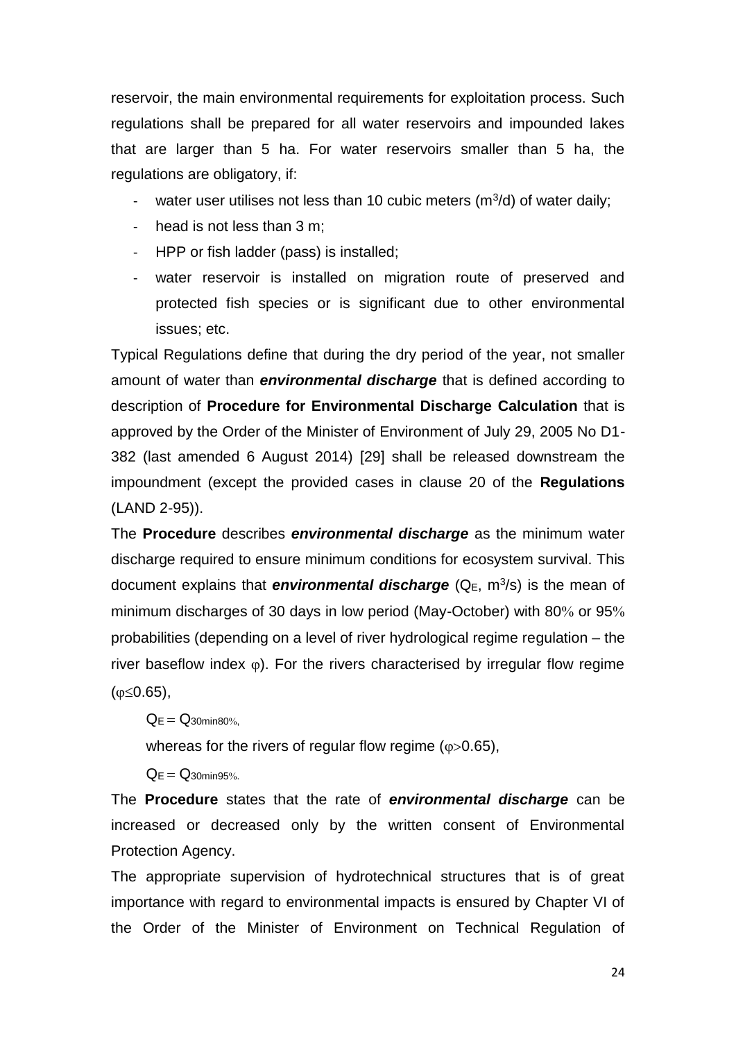reservoir, the main environmental requirements for exploitation process. Such regulations shall be prepared for all water reservoirs and impounded lakes that are larger than 5 ha. For water reservoirs smaller than 5 ha, the regulations are obligatory, if:

- water user utilises not less than 10 cubic meters ($m^3/d$) of water daily;
- head is not less than 3 m;
- HPP or fish ladder (pass) is installed;
- water reservoir is installed on migration route of preserved and protected fish species or is significant due to other environmental issues; etc.

Typical Regulations define that during the dry period of the year, not smaller amount of water than ***environmental discharge*** that is defined according to description of **Procedure for Environmental Discharge Calculation** that is approved by the Order of the Minister of Environment of July 29, 2005 No D1-382 (last amended 6 August 2014) [29] shall be released downstream the impoundment (except the provided cases in clause 20 of the **Regulations** (LAND 2-95)).

The **Procedure** describes ***environmental discharge*** as the minimum water discharge required to ensure minimum conditions for ecosystem survival. This document explains that ***environmental discharge*** ($Q_E$, $m^3/s$) is the mean of minimum discharges of 30 days in low period (May-October) with 80% or 95% probabilities (depending on a level of river hydrological regime regulation – the river baseflow index $\varphi$). For the rivers characterised by irregular flow regime ($\varphi \leq 0.65$),

$Q_E = Q_{30min80\%}$,

whereas for the rivers of regular flow regime ($\varphi > 0.65$),

$Q_E = Q_{30min95\%}$.

The **Procedure** states that the rate of ***environmental discharge*** can be increased or decreased only by the written consent of Environmental Protection Agency.

The appropriate supervision of hydrotechnical structures that is of great importance with regard to environmental impacts is ensured by Chapter VI of the Order of the Minister of Environment on Technical Regulation of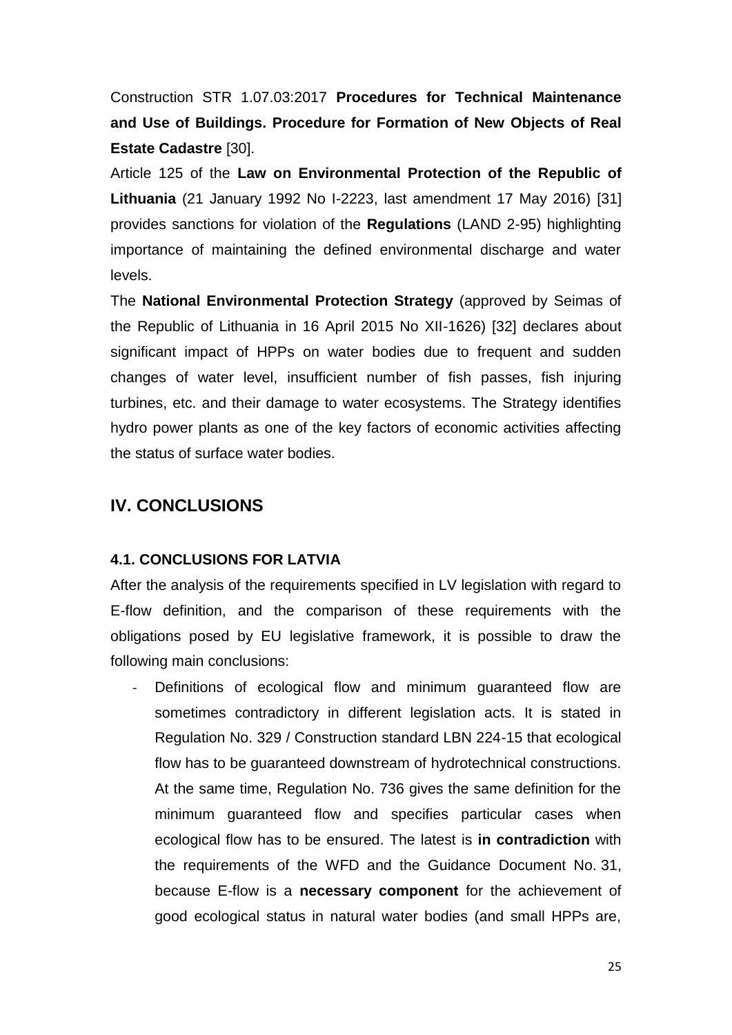Construction STR 1.07.03:2017 **Procedures for Technical Maintenance and Use of Buildings. Procedure for Formation of New Objects of Real Estate Cadastre** [30].

Article 125 of the **Law on Environmental Protection of the Republic of Lithuania** (21 January 1992 No I-2223, last amendment 17 May 2016) [31] provides sanctions for violation of the **Regulations** (LAND 2-95) highlighting importance of maintaining the defined environmental discharge and water levels.

The **National Environmental Protection Strategy** (approved by Seimas of the Republic of Lithuania in 16 April 2015 No XII-1626) [32] declares about significant impact of HPPs on water bodies due to frequent and sudden changes of water level, insufficient number of fish passes, fish injuring turbines, etc. and their damage to water ecosystems. The Strategy identifies hydro power plants as one of the key factors of economic activities affecting the status of surface water bodies.

## IV. CONCLUSIONS

### 4.1. CONCLUSIONS FOR LATVIA

After the analysis of the requirements specified in LV legislation with regard to E-flow definition, and the comparison of these requirements with the obligations posed by EU legislative framework, it is possible to draw the following main conclusions:

- Definitions of ecological flow and minimum guaranteed flow are sometimes contradictory in different legislation acts. It is stated in Regulation No. 329 / Construction standard LBN 224-15 that ecological flow has to be guaranteed downstream of hydrotechnical constructions. At the same time, Regulation No. 736 gives the same definition for the minimum guaranteed flow and specifies particular cases when ecological flow has to be ensured. The latest is **in contradiction** with the requirements of the WFD and the Guidance Document No. 31, because E-flow is a **necessary component** for the achievement of good ecological status in natural water bodies (and small HPPs are,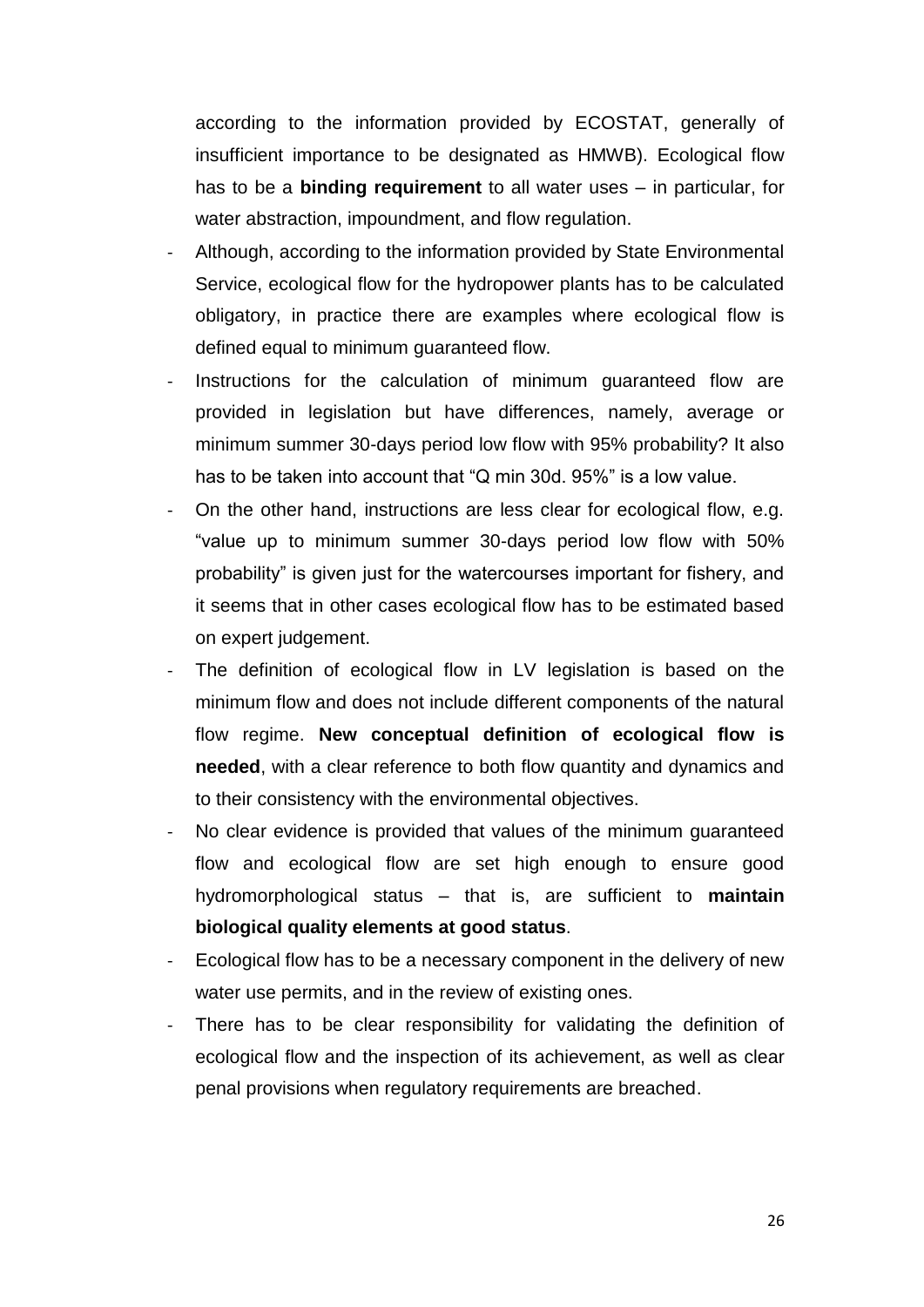according to the information provided by ECOSTAT, generally of insufficient importance to be designated as HMWB). Ecological flow has to be a **binding requirement** to all water uses – in particular, for water abstraction, impoundment, and flow regulation.

- Although, according to the information provided by State Environmental Service, ecological flow for the hydropower plants has to be calculated obligatory, in practice there are examples where ecological flow is defined equal to minimum guaranteed flow.
- Instructions for the calculation of minimum guaranteed flow are provided in legislation but have differences, namely, average or minimum summer 30-days period low flow with 95% probability? It also has to be taken into account that "Q min 30d. 95%" is a low value.
- On the other hand, instructions are less clear for ecological flow, e.g. "value up to minimum summer 30-days period low flow with 50% probability" is given just for the watercourses important for fishery, and it seems that in other cases ecological flow has to be estimated based on expert judgement.
- The definition of ecological flow in LV legislation is based on the minimum flow and does not include different components of the natural flow regime. **New conceptual definition of ecological flow is needed**, with a clear reference to both flow quantity and dynamics and to their consistency with the environmental objectives.
- No clear evidence is provided that values of the minimum guaranteed flow and ecological flow are set high enough to ensure good hydromorphological status – that is, are sufficient to **maintain biological quality elements at good status**.
- Ecological flow has to be a necessary component in the delivery of new water use permits, and in the review of existing ones.
- There has to be clear responsibility for validating the definition of ecological flow and the inspection of its achievement, as well as clear penal provisions when regulatory requirements are breached.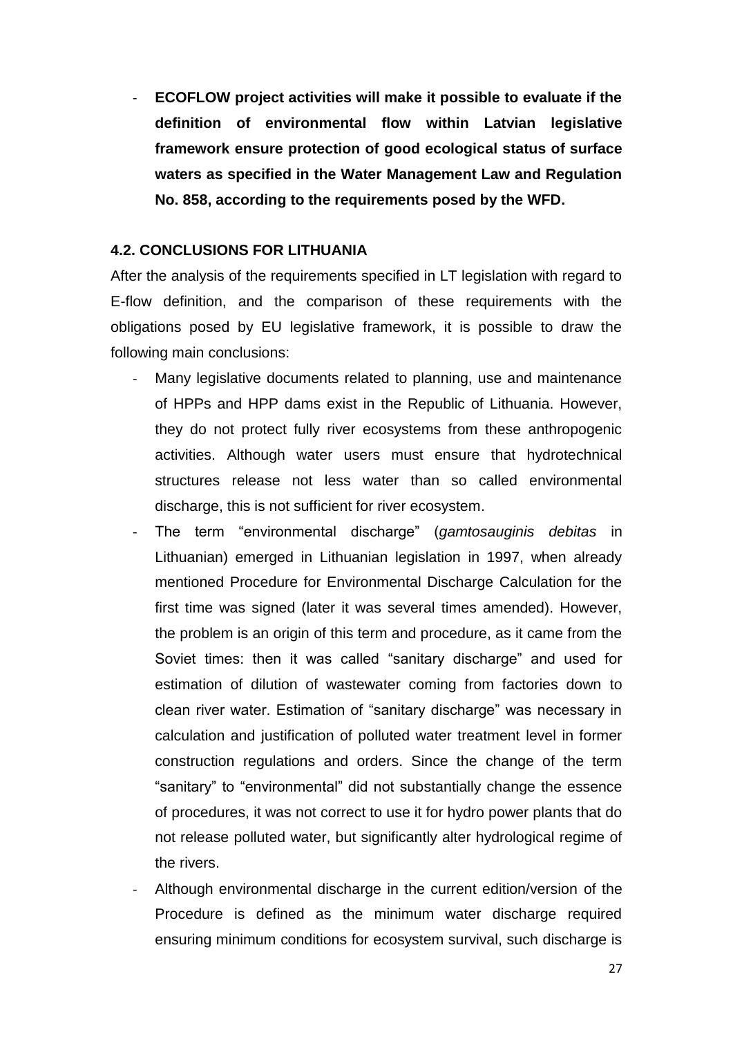- **ECOFLOW project activities will make it possible to evaluate if the definition of environmental flow within Latvian legislative framework ensure protection of good ecological status of surface waters as specified in the Water Management Law and Regulation No. 858, according to the requirements posed by the WFD.**

### 4.2. CONCLUSIONS FOR LITHUANIA

After the analysis of the requirements specified in LT legislation with regard to E-flow definition, and the comparison of these requirements with the obligations posed by EU legislative framework, it is possible to draw the following main conclusions:

- Many legislative documents related to planning, use and maintenance of HPPs and HPP dams exist in the Republic of Lithuania. However, they do not protect fully river ecosystems from these anthropogenic activities. Although water users must ensure that hydrotechnical structures release not less water than so called environmental discharge, this is not sufficient for river ecosystem.
- The term "environmental discharge" (*gamtosauginis debitas* in Lithuanian) emerged in Lithuanian legislation in 1997, when already mentioned Procedure for Environmental Discharge Calculation for the first time was signed (later it was several times amended). However, the problem is an origin of this term and procedure, as it came from the Soviet times: then it was called "sanitary discharge" and used for estimation of dilution of wastewater coming from factories down to clean river water. Estimation of "sanitary discharge" was necessary in calculation and justification of polluted water treatment level in former construction regulations and orders. Since the change of the term "sanitary" to "environmental" did not substantially change the essence of procedures, it was not correct to use it for hydro power plants that do not release polluted water, but significantly alter hydrological regime of the rivers.
- Although environmental discharge in the current edition/version of the Procedure is defined as the minimum water discharge required ensuring minimum conditions for ecosystem survival, such discharge is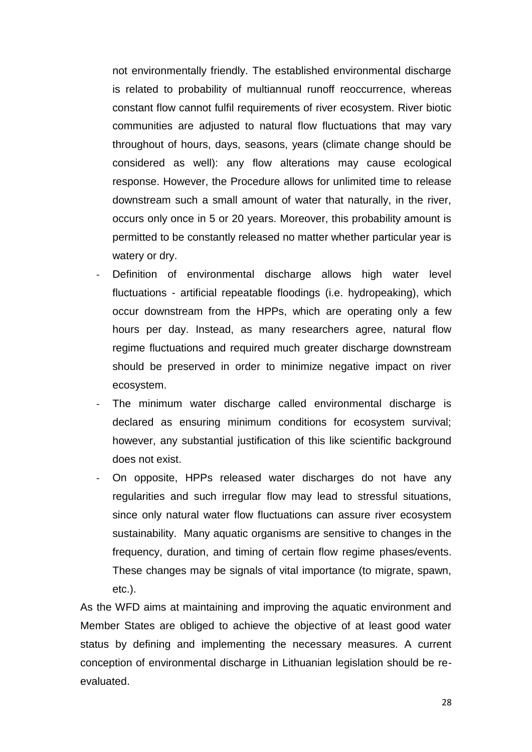not environmentally friendly. The established environmental discharge is related to probability of multiannual runoff reoccurrence, whereas constant flow cannot fulfil requirements of river ecosystem. River biotic communities are adjusted to natural flow fluctuations that may vary throughout of hours, days, seasons, years (climate change should be considered as well): any flow alterations may cause ecological response. However, the Procedure allows for unlimited time to release downstream such a small amount of water that naturally, in the river, occurs only once in 5 or 20 years. Moreover, this probability amount is permitted to be constantly released no matter whether particular year is watery or dry.

- Definition of environmental discharge allows high water level fluctuations - artificial repeatable floodings (i.e. hydropeaking), which occur downstream from the HPPs, which are operating only a few hours per day. Instead, as many researchers agree, natural flow regime fluctuations and required much greater discharge downstream should be preserved in order to minimize negative impact on river ecosystem.
- The minimum water discharge called environmental discharge is declared as ensuring minimum conditions for ecosystem survival; however, any substantial justification of this like scientific background does not exist.
- On opposite, HPPs released water discharges do not have any regularities and such irregular flow may lead to stressful situations, since only natural water flow fluctuations can assure river ecosystem sustainability. Many aquatic organisms are sensitive to changes in the frequency, duration, and timing of certain flow regime phases/events. These changes may be signals of vital importance (to migrate, spawn, etc.).

As the WFD aims at maintaining and improving the aquatic environment and Member States are obliged to achieve the objective of at least good water status by defining and implementing the necessary measures. A current conception of environmental discharge in Lithuanian legislation should be re-evaluated.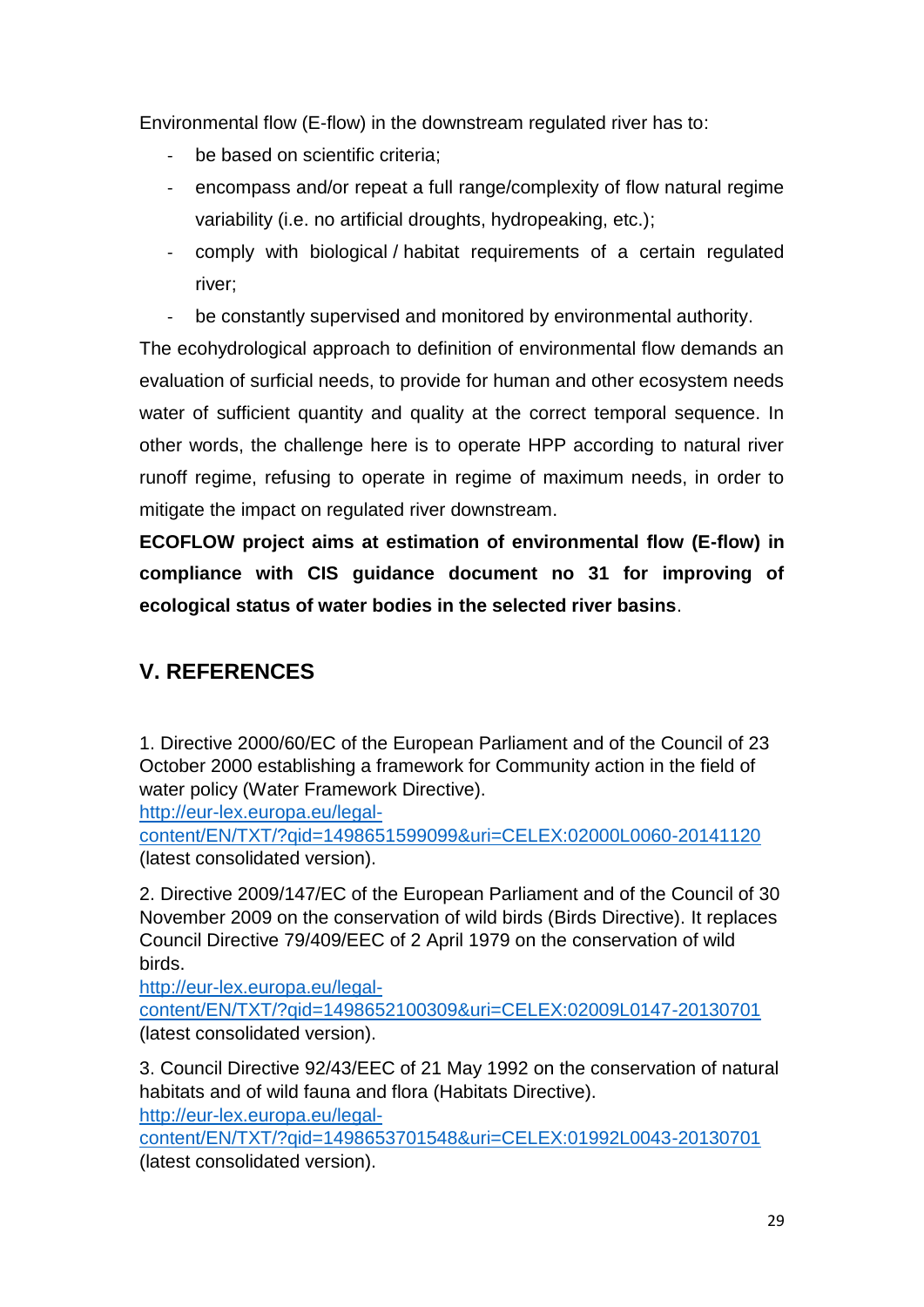Environmental flow (E-flow) in the downstream regulated river has to:

- be based on scientific criteria;
- encompass and/or repeat a full range/complexity of flow natural regime variability (i.e. no artificial droughts, hydropeaking, etc.);
- comply with biological / habitat requirements of a certain regulated river;
- be constantly supervised and monitored by environmental authority.

The ecohydrological approach to definition of environmental flow demands an evaluation of surficial needs, to provide for human and other ecosystem needs water of sufficient quantity and quality at the correct temporal sequence. In other words, the challenge here is to operate HPP according to natural river runoff regime, refusing to operate in regime of maximum needs, in order to mitigate the impact on regulated river downstream.

**ECOFLOW project aims at estimation of environmental flow (E-flow) in compliance with CIS guidance document no 31 for improving of ecological status of water bodies in the selected river basins**.

## V. REFERENCES

1. Directive 2000/60/EC of the European Parliament and of the Council of 23 October 2000 establishing a framework for Community action in the field of water policy (Water Framework Directive). http://eur-lex.europa.eu/legal-content/EN/TXT/?qid=1498651599099&uri=CELEX:02000L0060-20141120 (latest consolidated version).

2. Directive 2009/147/EC of the European Parliament and of the Council of 30 November 2009 on the conservation of wild birds (Birds Directive). It replaces Council Directive 79/409/EEC of 2 April 1979 on the conservation of wild birds. http://eur-lex.europa.eu/legal-content/EN/TXT/?qid=1498652100309&uri=CELEX:02009L0147-20130701 (latest consolidated version).

3. Council Directive 92/43/EEC of 21 May 1992 on the conservation of natural habitats and of wild fauna and flora (Habitats Directive). http://eur-lex.europa.eu/legal-content/EN/TXT/?qid=1498653701548&uri=CELEX:01992L0043-20130701 (latest consolidated version).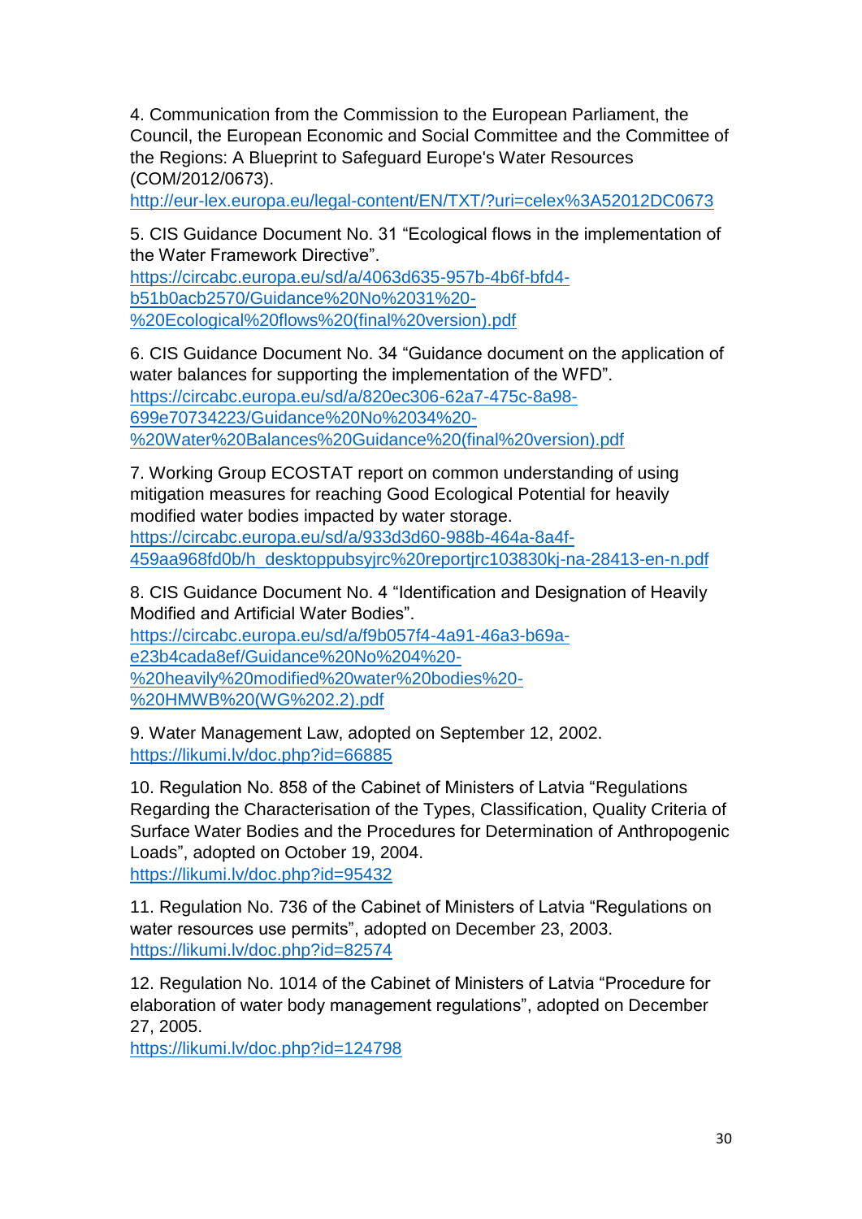4. Communication from the Commission to the European Parliament, the Council, the European Economic and Social Committee and the Committee of the Regions: A Blueprint to Safeguard Europe's Water Resources (COM/2012/0673).
http://eur-lex.europa.eu/legal-content/EN/TXT/?uri=celex%3A52012DC0673

5. CIS Guidance Document No. 31 "Ecological flows in the implementation of the Water Framework Directive".
https://circabc.europa.eu/sd/a/4063d635-957b-4b6f-bfd4-b51b0acb2570/Guidance%20No%2031%20-%20Ecological%20flows%20(final%20version).pdf

6. CIS Guidance Document No. 34 "Guidance document on the application of water balances for supporting the implementation of the WFD".
https://circabc.europa.eu/sd/a/820ec306-62a7-475c-8a98-699e70734223/Guidance%20No%2034%20-%20Water%20Balances%20Guidance%20(final%20version).pdf

7. Working Group ECOSTAT report on common understanding of using mitigation measures for reaching Good Ecological Potential for heavily modified water bodies impacted by water storage.
https://circabc.europa.eu/sd/a/933d3d60-988b-464a-8a4f-459aa968fd0b/h_desktoppubsyjrc%20reportjrc103830kj-na-28413-en-n.pdf

8. CIS Guidance Document No. 4 "Identification and Designation of Heavily Modified and Artificial Water Bodies".
https://circabc.europa.eu/sd/a/f9b057f4-4a91-46a3-b69a-e23b4cada8ef/Guidance%20No%204%20-%20heavily%20modified%20water%20bodies%20-%20HMWB%20(WG%202.2).pdf

9. Water Management Law, adopted on September 12, 2002.
https://likumi.lv/doc.php?id=66885

10. Regulation No. 858 of the Cabinet of Ministers of Latvia "Regulations Regarding the Characterisation of the Types, Classification, Quality Criteria of Surface Water Bodies and the Procedures for Determination of Anthropogenic Loads", adopted on October 19, 2004.
https://likumi.lv/doc.php?id=95432

11. Regulation No. 736 of the Cabinet of Ministers of Latvia "Regulations on water resources use permits", adopted on December 23, 2003.
https://likumi.lv/doc.php?id=82574

12. Regulation No. 1014 of the Cabinet of Ministers of Latvia "Procedure for elaboration of water body management regulations", adopted on December 27, 2005.
https://likumi.lv/doc.php?id=124798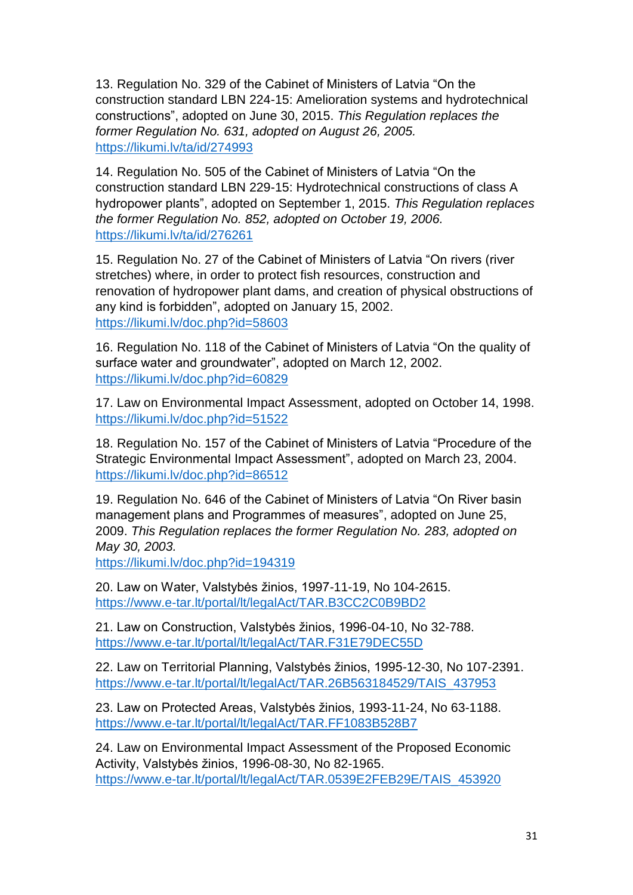13. Regulation No. 329 of the Cabinet of Ministers of Latvia “On the construction standard LBN 224-15: Amelioration systems and hydrotechnical constructions”, adopted on June 30, 2015. *This Regulation replaces the former Regulation No. 631, adopted on August 26, 2005.* https://likumi.lv/ta/id/274993

14. Regulation No. 505 of the Cabinet of Ministers of Latvia “On the construction standard LBN 229-15: Hydrotechnical constructions of class A hydropower plants”, adopted on September 1, 2015. *This Regulation replaces the former Regulation No. 852, adopted on October 19, 2006.* https://likumi.lv/ta/id/276261

15. Regulation No. 27 of the Cabinet of Ministers of Latvia “On rivers (river stretches) where, in order to protect fish resources, construction and renovation of hydropower plant dams, and creation of physical obstructions of any kind is forbidden”, adopted on January 15, 2002. https://likumi.lv/doc.php?id=58603

16. Regulation No. 118 of the Cabinet of Ministers of Latvia “On the quality of surface water and groundwater”, adopted on March 12, 2002. https://likumi.lv/doc.php?id=60829

17. Law on Environmental Impact Assessment, adopted on October 14, 1998. https://likumi.lv/doc.php?id=51522

18. Regulation No. 157 of the Cabinet of Ministers of Latvia “Procedure of the Strategic Environmental Impact Assessment”, adopted on March 23, 2004. https://likumi.lv/doc.php?id=86512

19. Regulation No. 646 of the Cabinet of Ministers of Latvia “On River basin management plans and Programmes of measures”, adopted on June 25, 2009. *This Regulation replaces the former Regulation No. 283, adopted on May 30, 2003.* https://likumi.lv/doc.php?id=194319

20. Law on Water, Valstybės žinios, 1997-11-19, No 104-2615. https://www.e-tar.lt/portal/lt/legalAct/TAR.B3CC2C0B9BD2

21. Law on Construction, Valstybės žinios, 1996-04-10, No 32-788. https://www.e-tar.lt/portal/lt/legalAct/TAR.F31E79DEC55D

22. Law on Territorial Planning, Valstybės žinios, 1995-12-30, No 107-2391. https://www.e-tar.lt/portal/lt/legalAct/TAR.26B563184529/TAIS_437953

23. Law on Protected Areas, Valstybės žinios, 1993-11-24, No 63-1188. https://www.e-tar.lt/portal/lt/legalAct/TAR.FF1083B528B7

24. Law on Environmental Impact Assessment of the Proposed Economic Activity, Valstybės žinios, 1996-08-30, No 82-1965. https://www.e-tar.lt/portal/lt/legalAct/TAR.0539E2FEB29E/TAIS_453920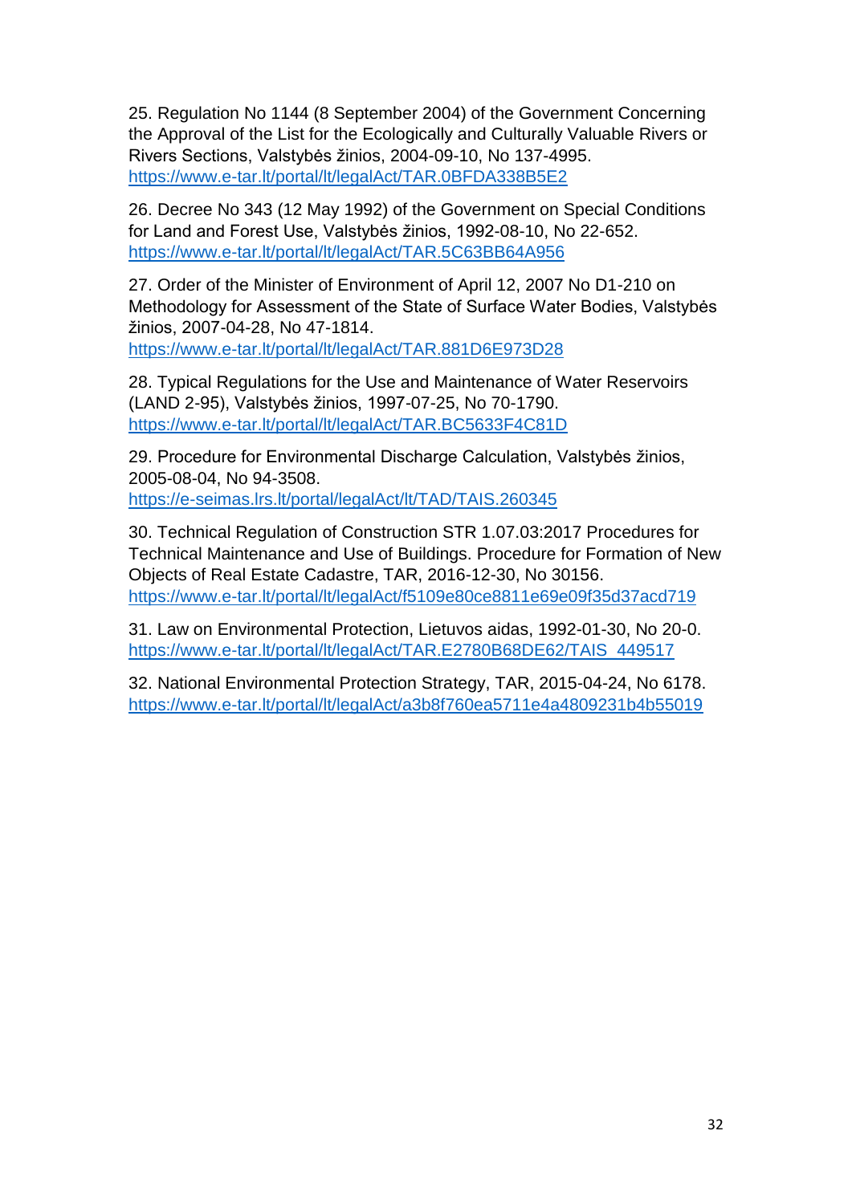25. Regulation No 1144 (8 September 2004) of the Government Concerning the Approval of the List for the Ecologically and Culturally Valuable Rivers or Rivers Sections, Valstybės žinios, 2004-09-10, No 137-4995. https://www.e-tar.lt/portal/lt/legalAct/TAR.0BFDA338B5E2

26. Decree No 343 (12 May 1992) of the Government on Special Conditions for Land and Forest Use, Valstybės žinios, 1992-08-10, No 22-652. https://www.e-tar.lt/portal/lt/legalAct/TAR.5C63BB64A956

27. Order of the Minister of Environment of April 12, 2007 No D1-210 on Methodology for Assessment of the State of Surface Water Bodies, Valstybės žinios, 2007-04-28, No 47-1814. https://www.e-tar.lt/portal/lt/legalAct/TAR.881D6E973D28

28. Typical Regulations for the Use and Maintenance of Water Reservoirs (LAND 2-95), Valstybės žinios, 1997-07-25, No 70-1790. https://www.e-tar.lt/portal/lt/legalAct/TAR.BC5633F4C81D

29. Procedure for Environmental Discharge Calculation, Valstybės žinios, 2005-08-04, No 94-3508. https://e-seimas.lrs.lt/portal/legalAct/lt/TAD/TAIS.260345

30. Technical Regulation of Construction STR 1.07.03:2017 Procedures for Technical Maintenance and Use of Buildings. Procedure for Formation of New Objects of Real Estate Cadastre, TAR, 2016-12-30, No 30156. https://www.e-tar.lt/portal/lt/legalAct/f5109e80ce8811e69e09f35d37acd719

31. Law on Environmental Protection, Lietuvos aidas, 1992-01-30, No 20-0. https://www.e-tar.lt/portal/lt/legalAct/TAR.E2780B68DE62/TAIS_449517

32. National Environmental Protection Strategy, TAR, 2015-04-24, No 6178. https://www.e-tar.lt/portal/lt/legalAct/a3b8f760ea5711e4a4809231b4b55019